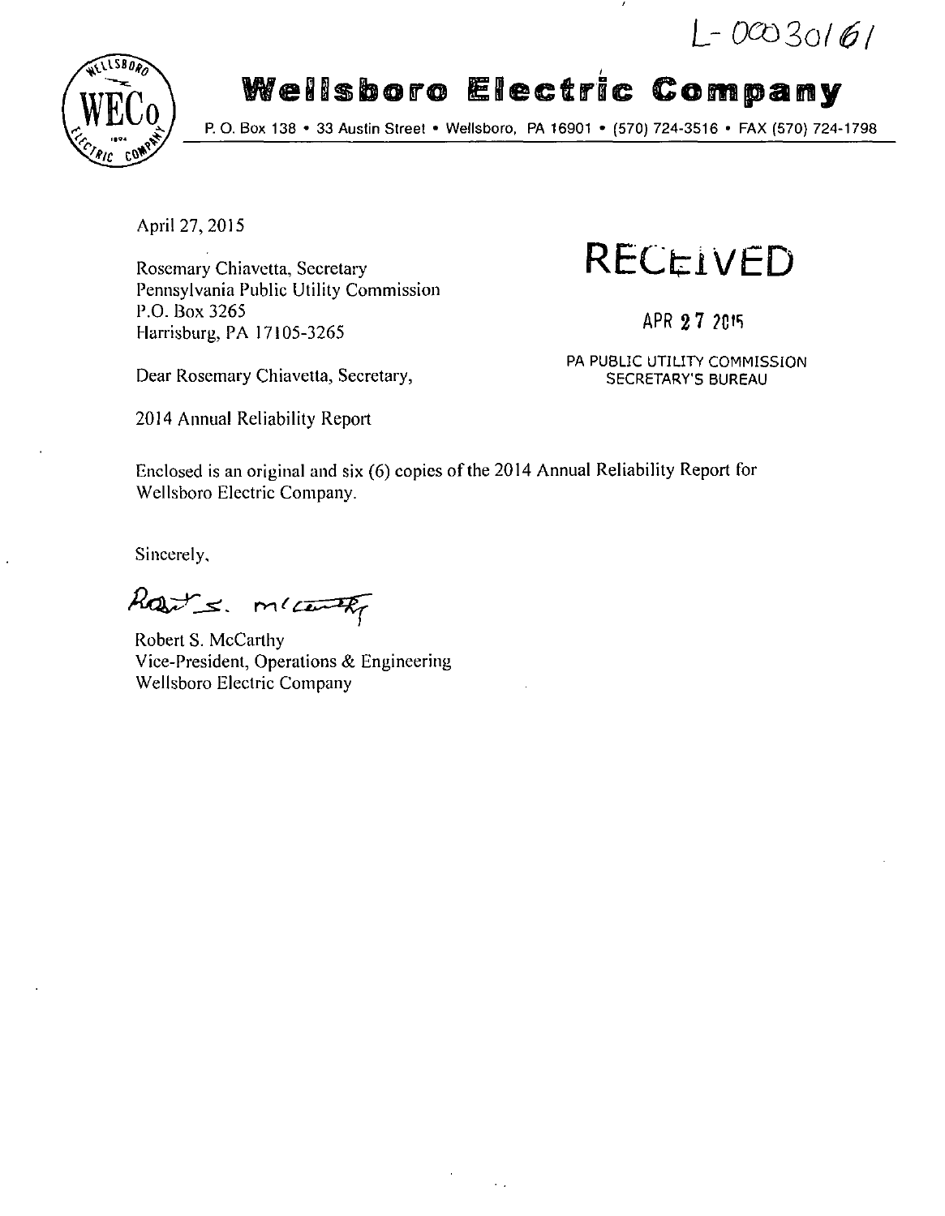L-00030161

# Wellsboro Electric Company

P. O. Box 138 • 33 Austin Street • Wellsboro, PA 16901 • (570) 724-3516 • FAX (570) 724-1798

April 27, 2015

Rosemary Chiavetta, Secretary
Pennsylvania Public Utility Commission
P.O. Box 3265
Harrisburg, PA 17105-3265

RECEIVED

APR 27 2015

PA PUBLIC UTILITY COMMISSION
SECRETARY'S BUREAU

Dear Rosemary Chiavetta, Secretary,

2014 Annual Reliability Report

Enclosed is an original and six (6) copies of the 2014 Annual Reliability Report for Wellsboro Electric Company.

Sincerely,

Robert S. McCarthy
Vice-President, Operations & Engineering
Wellsboro Electric Company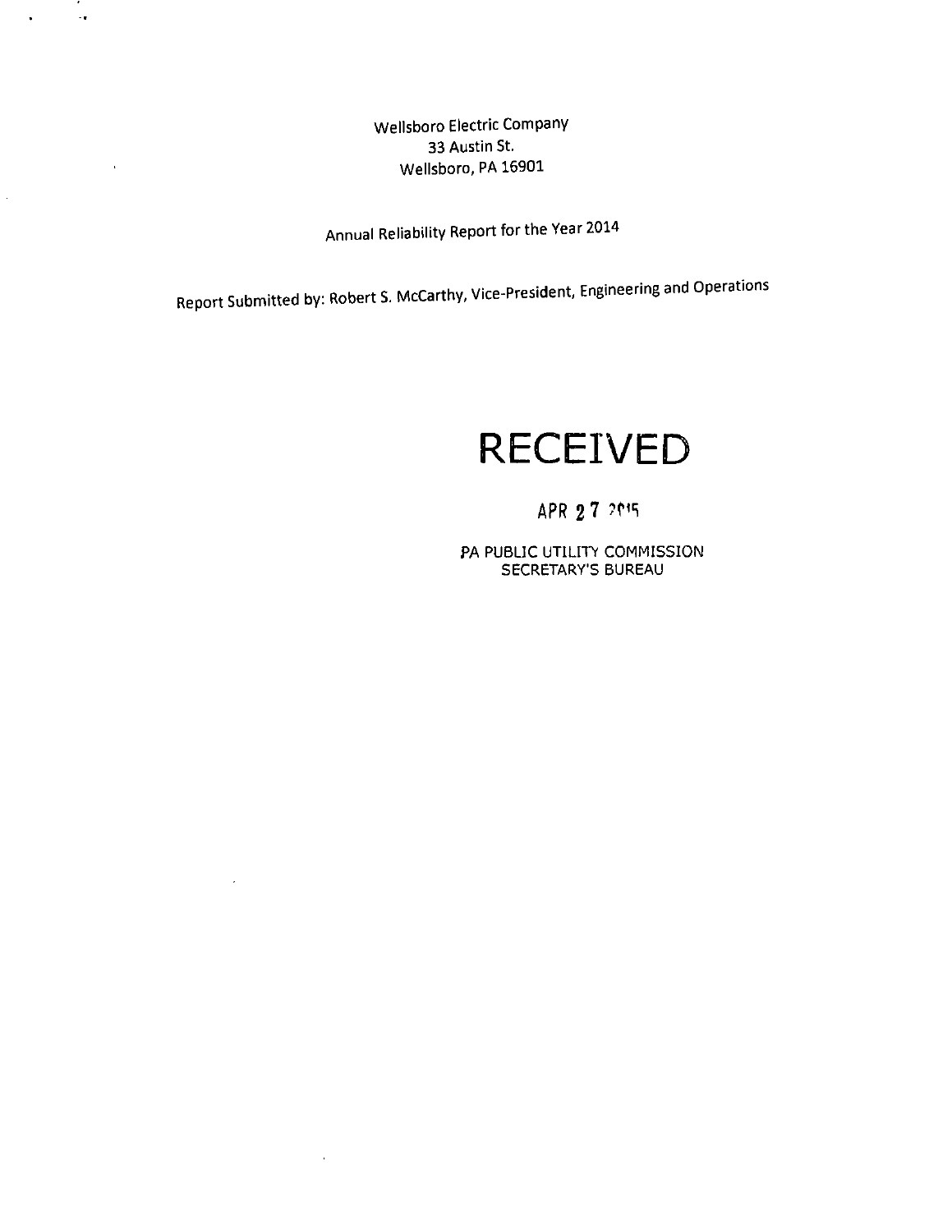Wellsboro Electric Company
33 Austin St.
Wellsboro, PA 16901

Annual Reliability Report for the Year 2014

Report Submitted by: Robert S. McCarthy, Vice-President, Engineering and Operations

# RECEIVED

APR 27 2015

PA PUBLIC UTILITY COMMISSION
SECRETARY'S BUREAU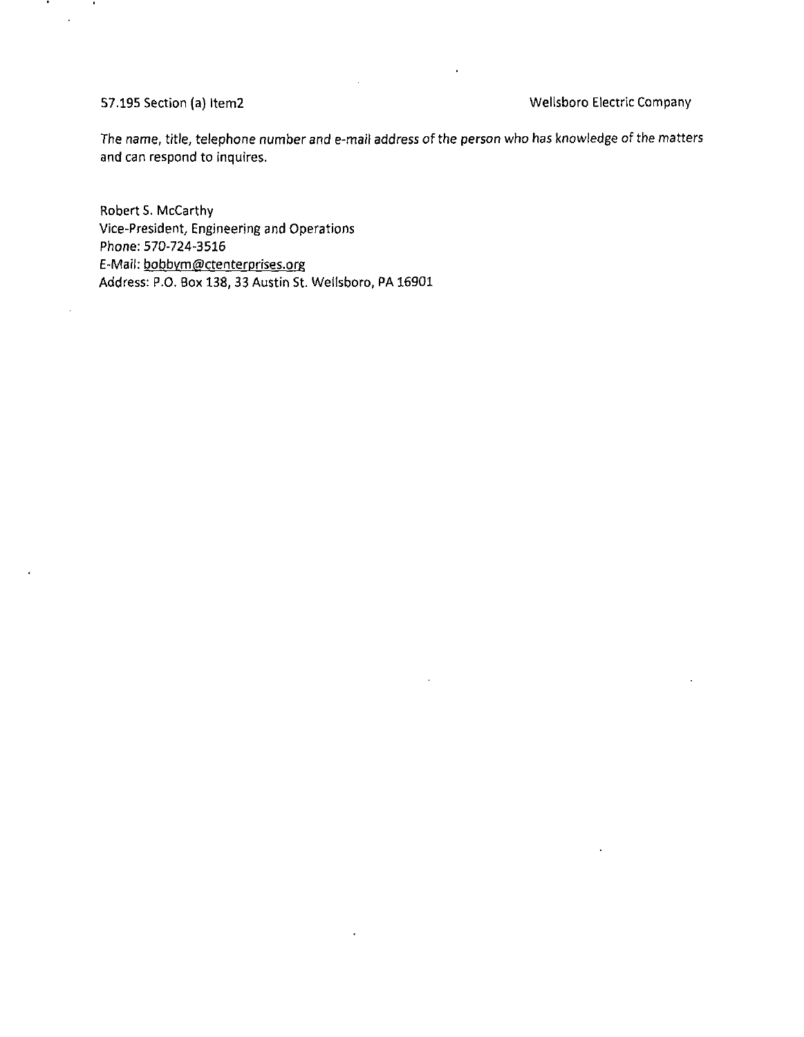57.195 Section (a) Item2 Wellsboro Electric Company

*The name, title, telephone number and e-mail address of the person who has knowledge of the matters and can respond to inquires.*

Robert S. McCarthy
Vice-President, Engineering and Operations
Phone: 570-724-3516
E-Mail: bobbym@ctenterprises.org
Address: P.O. Box 138, 33 Austin St. Wellsboro, PA 16901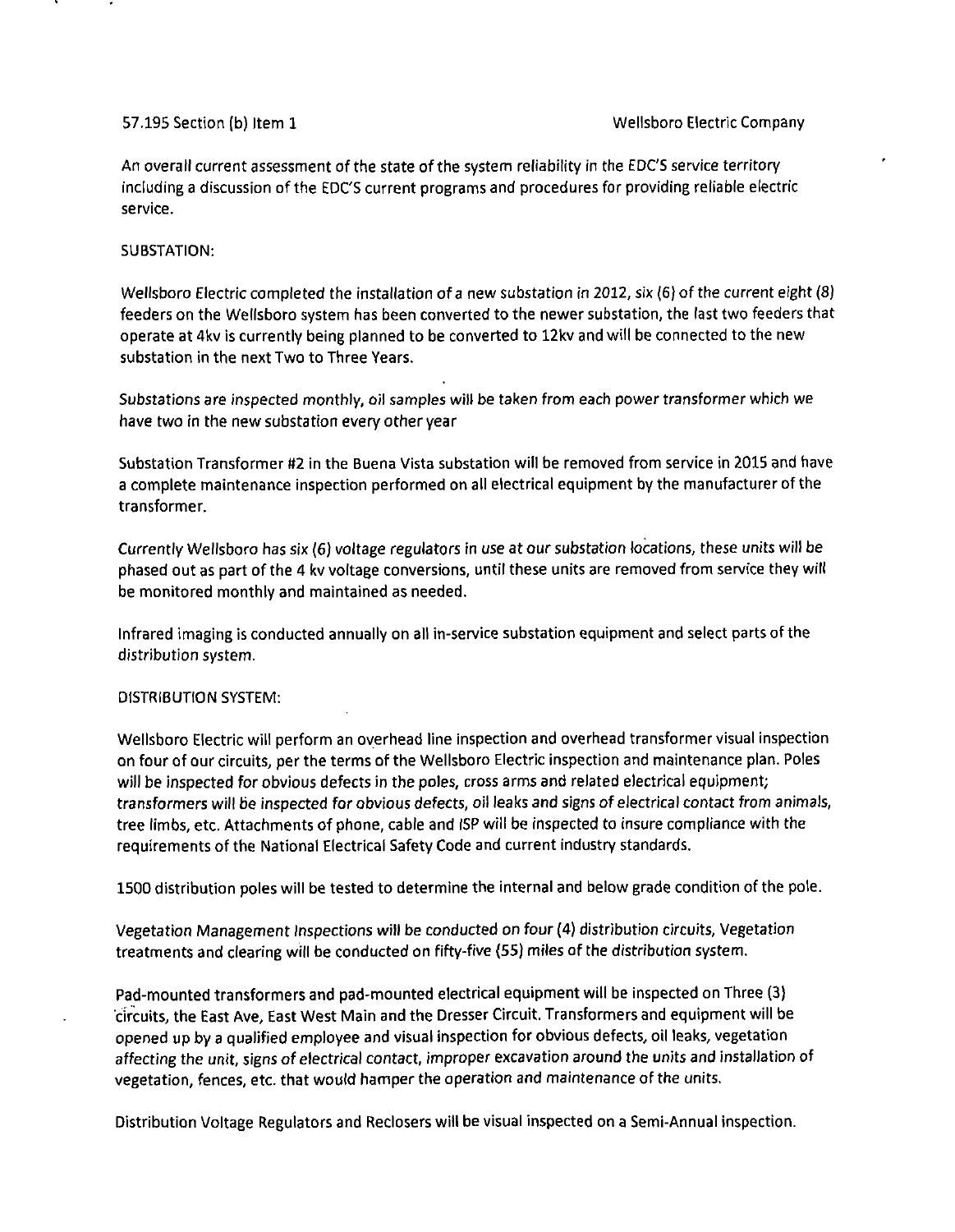57.195 Section (b) Item 1 Wellsboro Electric Company

An overall current assessment of the state of the system reliability in the EDC'S service territory including a discussion of the EDC'S current programs and procedures for providing reliable electric service.

SUBSTATION:

Wellsboro Electric completed the installation of a new substation in 2012, six (6) of the current eight (8) feeders on the Wellsboro system has been converted to the newer substation, the last two feeders that operate at 4kv is currently being planned to be converted to 12kv and will be connected to the new substation in the next Two to Three Years.

Substations are inspected monthly, oil samples will be taken from each power transformer which we have two in the new substation every other year

Substation Transformer #2 in the Buena Vista substation will be removed from service in 2015 and have a complete maintenance inspection performed on all electrical equipment by the manufacturer of the transformer.

Currently Wellsboro has six (6) voltage regulators in use at our substation locations, these units will be phased out as part of the 4 kv voltage conversions, until these units are removed from service they will be monitored monthly and maintained as needed.

Infrared imaging is conducted annually on all in-service substation equipment and select parts of the distribution system.

DISTRIBUTION SYSTEM:

Wellsboro Electric will perform an overhead line inspection and overhead transformer visual inspection on four of our circuits, per the terms of the Wellsboro Electric inspection and maintenance plan. Poles will be inspected for obvious defects in the poles, cross arms and related electrical equipment; transformers will be inspected for obvious defects, oil leaks and signs of electrical contact from animals, tree limbs, etc. Attachments of phone, cable and ISP will be inspected to insure compliance with the requirements of the National Electrical Safety Code and current industry standards.

1500 distribution poles will be tested to determine the internal and below grade condition of the pole.

Vegetation Management Inspections will be conducted on four (4) distribution circuits, Vegetation treatments and clearing will be conducted on fifty-five (55) miles of the distribution system.

Pad-mounted transformers and pad-mounted electrical equipment will be inspected on Three (3) circuits, the East Ave, East West Main and the Dresser Circuit. Transformers and equipment will be opened up by a qualified employee and visual inspection for obvious defects, oil leaks, vegetation affecting the unit, signs of electrical contact, improper excavation around the units and installation of vegetation, fences, etc. that would hamper the operation and maintenance of the units.

Distribution Voltage Regulators and Reclosers will be visual inspected on a Semi-Annual inspection.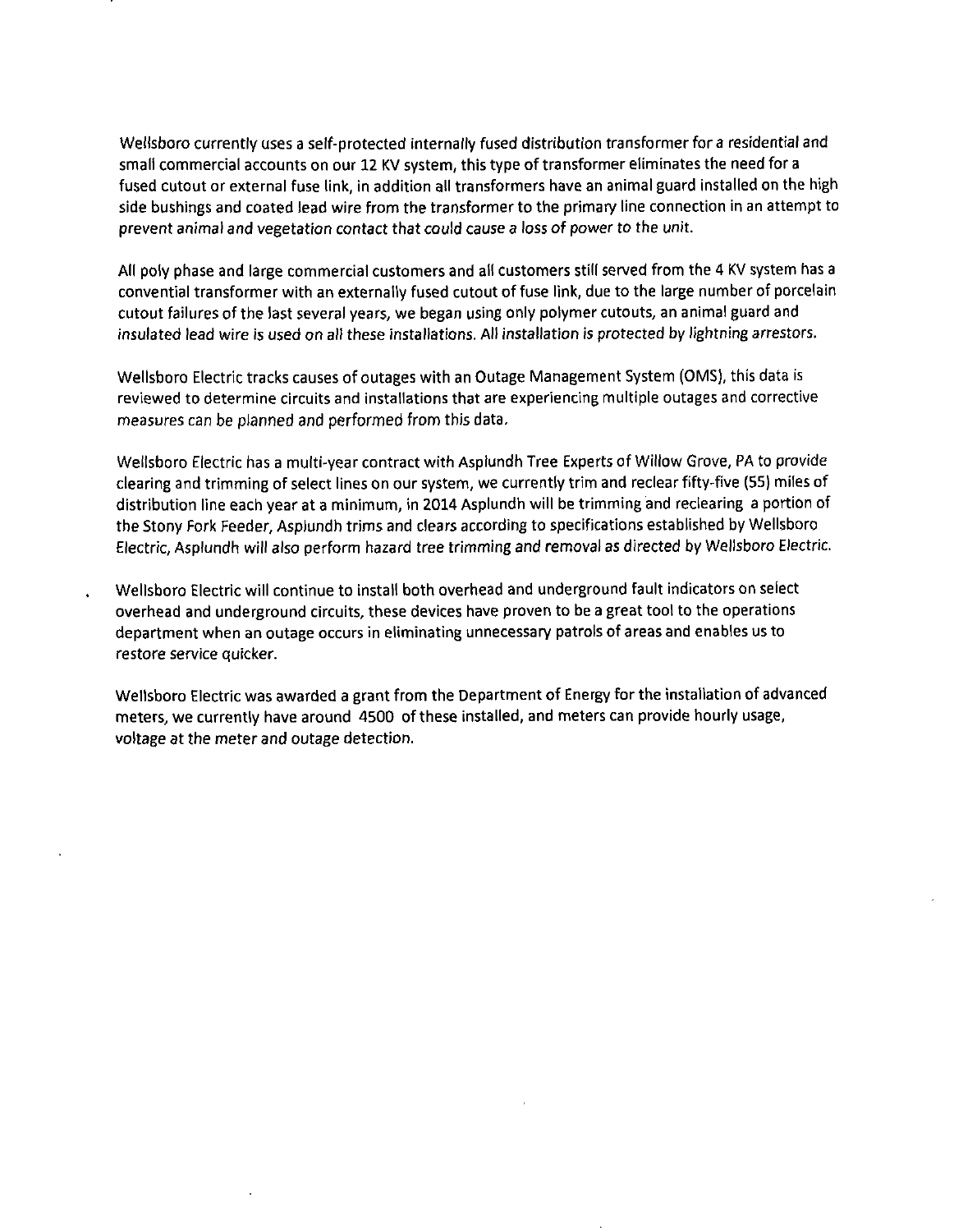Wellsboro currently uses a self-protected internally fused distribution transformer for a residential and small commercial accounts on our 12 KV system, this type of transformer eliminates the need for a fused cutout or external fuse link, in addition all transformers have an animal guard installed on the high side bushings and coated lead wire from the transformer to the primary line connection in an attempt to prevent animal and vegetation contact that could cause a loss of power to the unit.

All poly phase and large commercial customers and all customers still served from the 4 KV system has a convential transformer with an externally fused cutout of fuse link, due to the large number of porcelain cutout failures of the last several years, we began using only polymer cutouts, an animal guard and insulated lead wire is used on all these installations. All installation is protected by lightning arrestors.

Wellsboro Electric tracks causes of outages with an Outage Management System (OMS), this data is reviewed to determine circuits and installations that are experiencing multiple outages and corrective measures can be planned and performed from this data.

Wellsboro Electric has a multi-year contract with Asplundh Tree Experts of Willow Grove, PA to provide clearing and trimming of select lines on our system, we currently trim and reclear fifty-five (55) miles of distribution line each year at a minimum, in 2014 Asplundh will be trimming and reclearing a portion of the Stony Fork Feeder, Asplundh trims and clears according to specifications established by Wellsboro Electric, Asplundh will also perform hazard tree trimming and removal as directed by Wellsboro Electric.

Wellsboro Electric will continue to install both overhead and underground fault indicators on select overhead and underground circuits, these devices have proven to be a great tool to the operations department when an outage occurs in eliminating unnecessary patrols of areas and enables us to restore service quicker.

Wellsboro Electric was awarded a grant from the Department of Energy for the installation of advanced meters, we currently have around 4500 of these installed, and meters can provide hourly usage, voltage at the meter and outage detection.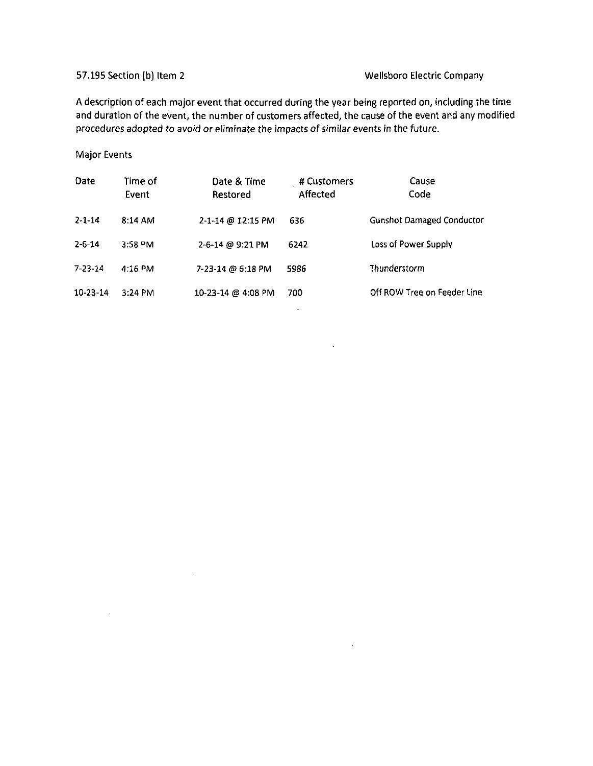57.195 Section (b) Item 2 — Wellsboro Electric Company

*A description of each major event that occurred during the year being reported on, including the time and duration of the event, the number of customers affected, the cause of the event and any modified procedures adopted to avoid or eliminate the impacts of similar events in the future.*

Major Events

| Date | Time of Event | Date & Time Restored | # Customers Affected | Cause Code |
|---|---|---|---|---|
| 2-1-14 | 8:14 AM | 2-1-14 @ 12:15 PM | 636 | Gunshot Damaged Conductor |
| 2-6-14 | 3:58 PM | 2-6-14 @ 9:21 PM | 6242 | Loss of Power Supply |
| 7-23-14 | 4:16 PM | 7-23-14 @ 6:18 PM | 5986 | Thunderstorm |
| 10-23-14 | 3:24 PM | 10-23-14 @ 4:08 PM | 700 | Off ROW Tree on Feeder Line |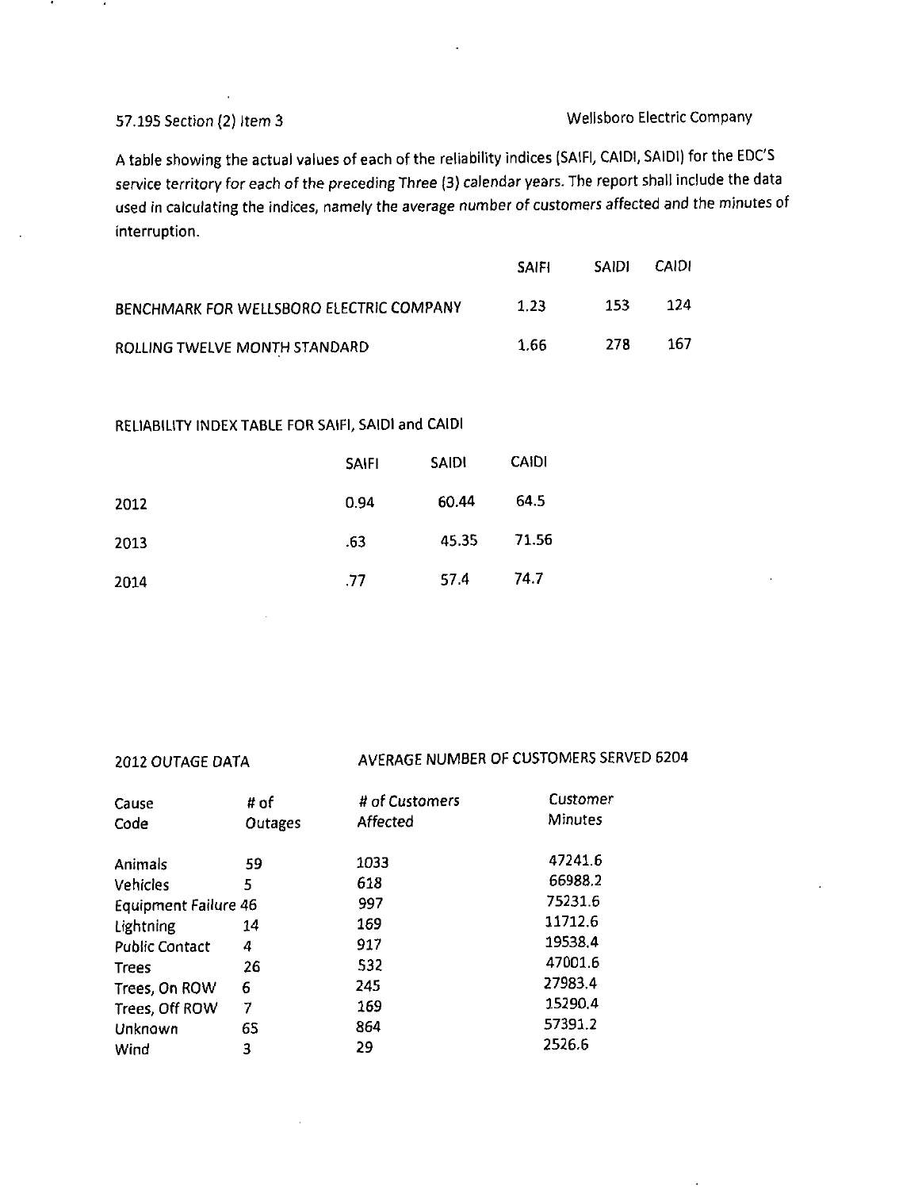57.195 Section (2) Item 3 — Wellsboro Electric Company

A table showing the actual values of each of the reliability indices (SAIFI, CAIDI, SAIDI) for the EDC'S service territory for each of the preceding Three (3) calendar years. The report shall include the data used in calculating the indices, namely the average number of customers affected and the minutes of interruption.

| | SAIFI | SAIDI | CAIDI |
|---|---|---|---|
| BENCHMARK FOR WELLSBORO ELECTRIC COMPANY | 1.23 | 153 | 124 |
| ROLLING TWELVE MONTH STANDARD | 1.66 | 278 | 167 |

RELIABILITY INDEX TABLE FOR SAIFI, SAIDI and CAIDI

| | SAIFI | SAIDI | CAIDI |
|---|---|---|---|
| 2012 | 0.94 | 60.44 | 64.5 |
| 2013 | .63 | 45.35 | 71.56 |
| 2014 | .77 | 57.4 | 74.7 |

2012 OUTAGE DATA — AVERAGE NUMBER OF CUSTOMERS SERVED 6204

| Cause Code | # of Outages | # of Customers Affected | Customer Minutes |
|---|---|---|---|
| Animals | 59 | 1033 | 47241.6 |
| Vehicles | 5 | 618 | 66988.2 |
| Equipment Failure | 46 | 997 | 75231.6 |
| Lightning | 14 | 169 | 11712.6 |
| Public Contact | 4 | 917 | 19538.4 |
| Trees | 26 | 532 | 47001.6 |
| Trees, On ROW | 6 | 245 | 27983.4 |
| Trees, Off ROW | 7 | 169 | 15290.4 |
| Unknown | 65 | 864 | 57391.2 |
| Wind | 3 | 29 | 2526.6 |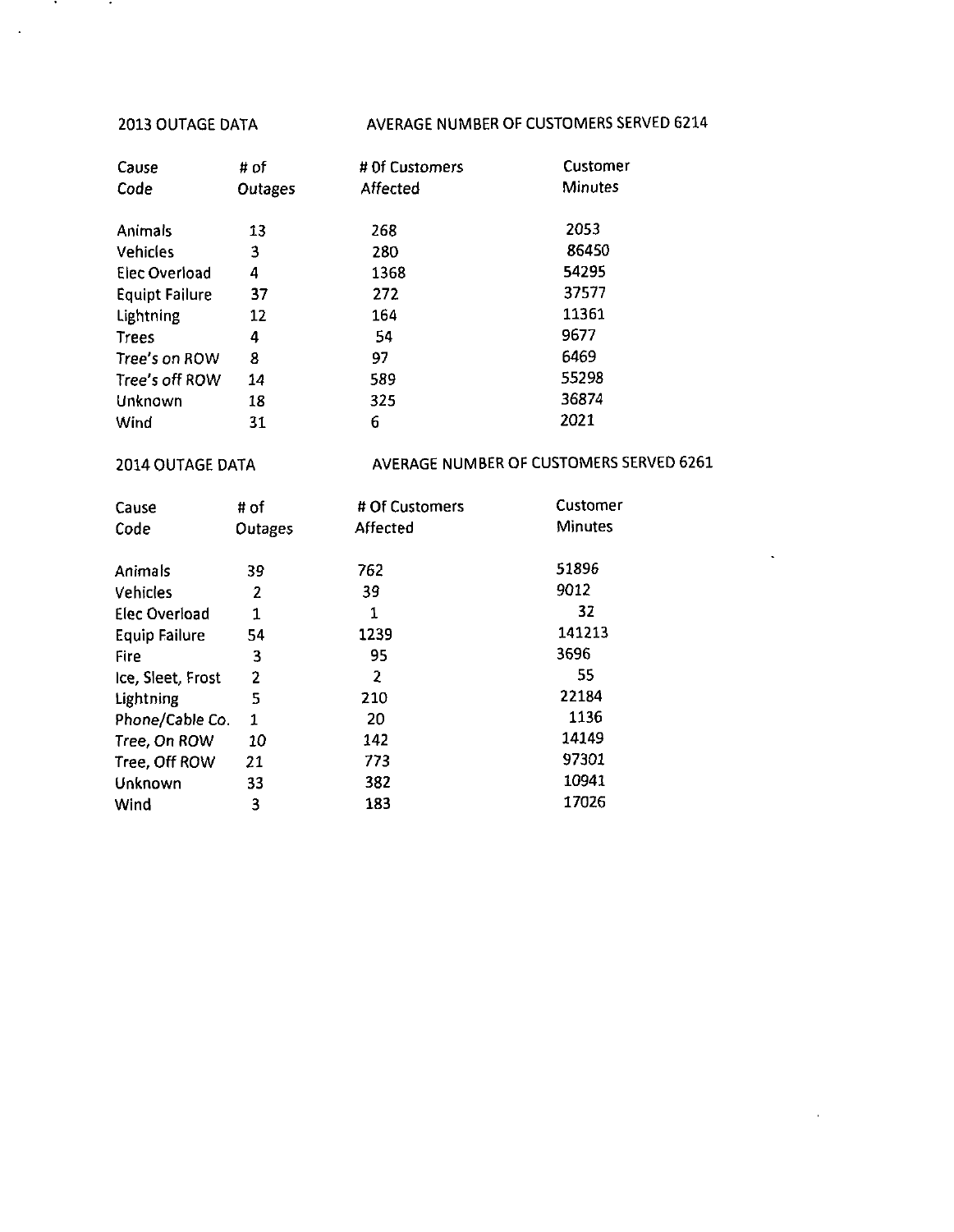2013 OUTAGE DATA — AVERAGE NUMBER OF CUSTOMERS SERVED 6214

| Cause Code | # of Outages | # Of Customers Affected | Customer Minutes |
|---|---|---|---|
| Animals | 13 | 268 | 2053 |
| Vehicles | 3 | 280 | 86450 |
| Elec Overload | 4 | 1368 | 54295 |
| Equipt Failure | 37 | 272 | 37577 |
| Lightning | 12 | 164 | 11361 |
| Trees | 4 | 54 | 9677 |
| Tree's on ROW | 8 | 97 | 6469 |
| Tree's off ROW | 14 | 589 | 55298 |
| Unknown | 18 | 325 | 36874 |
| Wind | 31 | 6 | 2021 |

2014 OUTAGE DATA — AVERAGE NUMBER OF CUSTOMERS SERVED 6261

| Cause Code | # of Outages | # Of Customers Affected | Customer Minutes |
|---|---|---|---|
| Animals | 39 | 762 | 51896 |
| Vehicles | 2 | 39 | 9012 |
| Elec Overload | 1 | 1 | 32 |
| Equip Failure | 54 | 1239 | 141213 |
| Fire | 3 | 95 | 3696 |
| Ice, Sleet, Frost | 2 | 2 | 55 |
| Lightning | 5 | 210 | 22184 |
| Phone/Cable Co. | 1 | 20 | 1136 |
| Tree, On ROW | 10 | 142 | 14149 |
| Tree, Off ROW | 21 | 773 | 97301 |
| Unknown | 33 | 382 | 10941 |
| Wind | 3 | 183 | 17026 |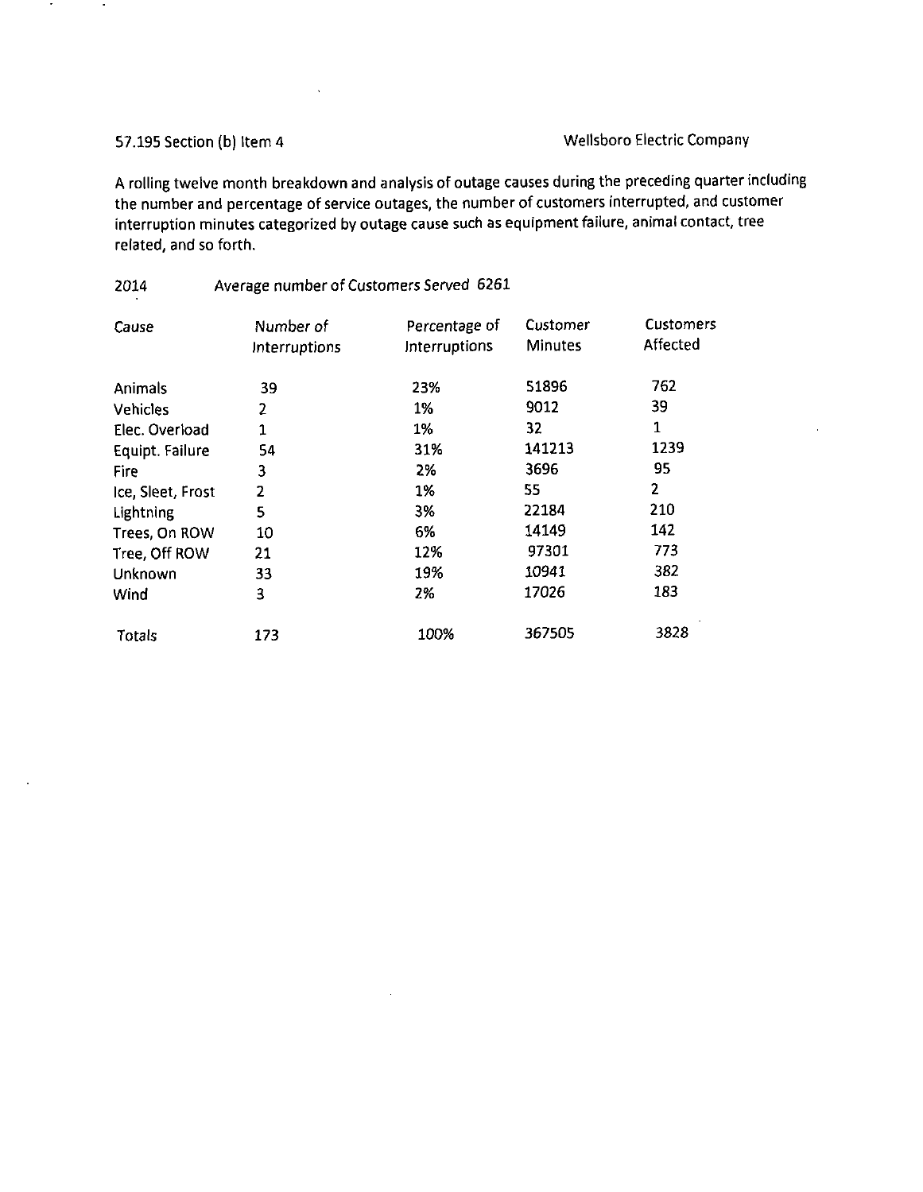57.195 Section (b) Item 4 Wellsboro Electric Company

A rolling twelve month breakdown and analysis of outage causes during the preceding quarter including the number and percentage of service outages, the number of customers interrupted, and customer interruption minutes categorized by outage cause such as equipment failure, animal contact, tree related, and so forth.

2014 Average number of Customers Served 6261

| Cause | Number of Interruptions | Percentage of Interruptions | Customer Minutes | Customers Affected |
|---|---|---|---|---|
| Animals | 39 | 23% | 51896 | 762 |
| Vehicles | 2 | 1% | 9012 | 39 |
| Elec. Overload | 1 | 1% | 32 | 1 |
| Equipt. Failure | 54 | 31% | 141213 | 1239 |
| Fire | 3 | 2% | 3696 | 95 |
| Ice, Sleet, Frost | 2 | 1% | 55 | 2 |
| Lightning | 5 | 3% | 22184 | 210 |
| Trees, On ROW | 10 | 6% | 14149 | 142 |
| Tree, Off ROW | 21 | 12% | 97301 | 773 |
| Unknown | 33 | 19% | 10941 | 382 |
| Wind | 3 | 2% | 17026 | 183 |
| Totals | 173 | 100% | 367505 | 3828 |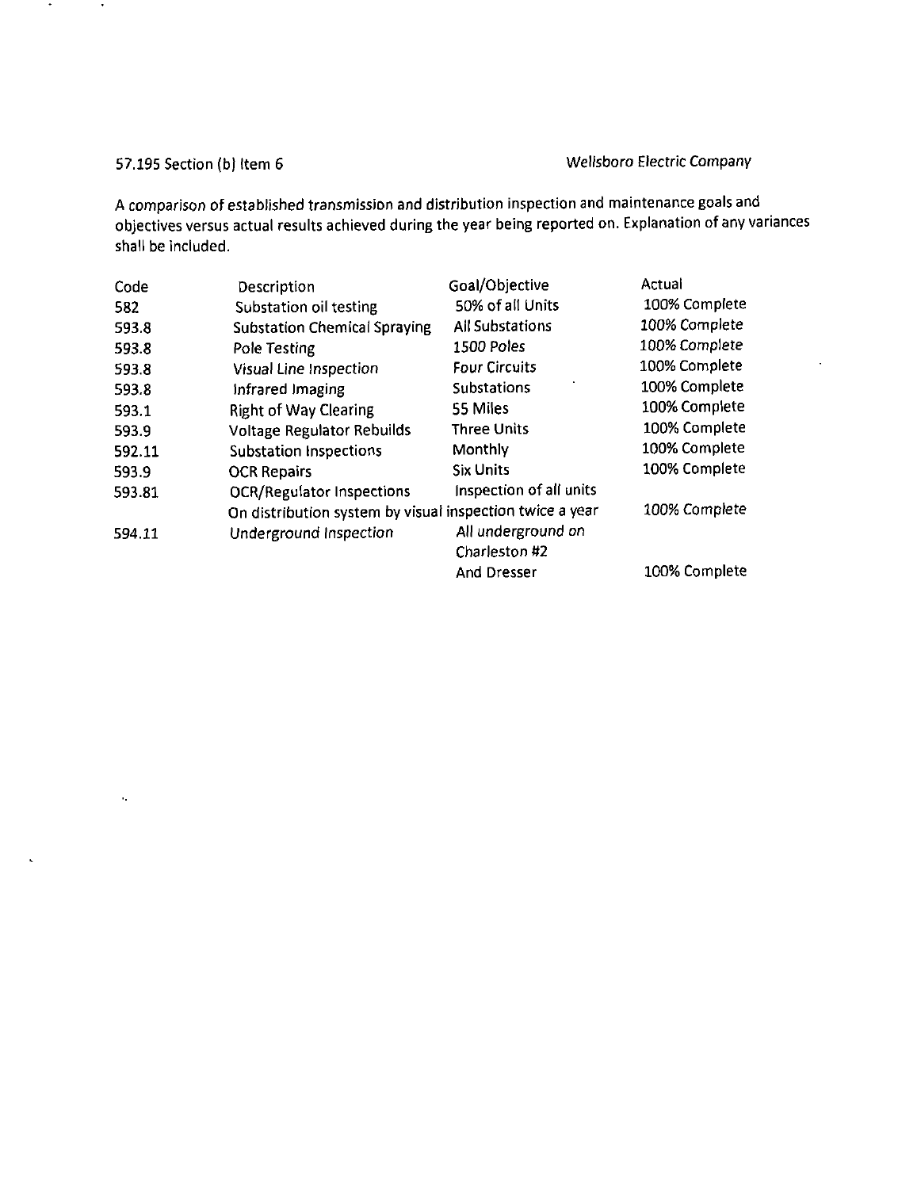57.195 Section (b) Item 6 — Wellsboro Electric Company

A comparison of established transmission and distribution inspection and maintenance goals and objectives versus actual results achieved during the year being reported on. Explanation of any variances shall be included.

| Code | Description | Goal/Objective | Actual |
| --- | --- | --- | --- |
| 582 | Substation oil testing | 50% of all Units | 100% Complete |
| 593.8 | Substation Chemical Spraying | All Substations | 100% Complete |
| 593.8 | Pole Testing | 1500 Poles | 100% Complete |
| 593.8 | Visual Line Inspection | Four Circuits | 100% Complete |
| 593.8 | Infrared Imaging | Substations | 100% Complete |
| 593.1 | Right of Way Clearing | 55 Miles | 100% Complete |
| 593.9 | Voltage Regulator Rebuilds | Three Units | 100% Complete |
| 592.11 | Substation Inspections | Monthly | 100% Complete |
| 593.9 | OCR Repairs | Six Units | 100% Complete |
| 593.81 | OCR/Regulator Inspections On distribution system by visual inspection twice a year | Inspection of all units | 100% Complete |
| 594.11 | Underground Inspection | All underground on Charleston #2 And Dresser | 100% Complete |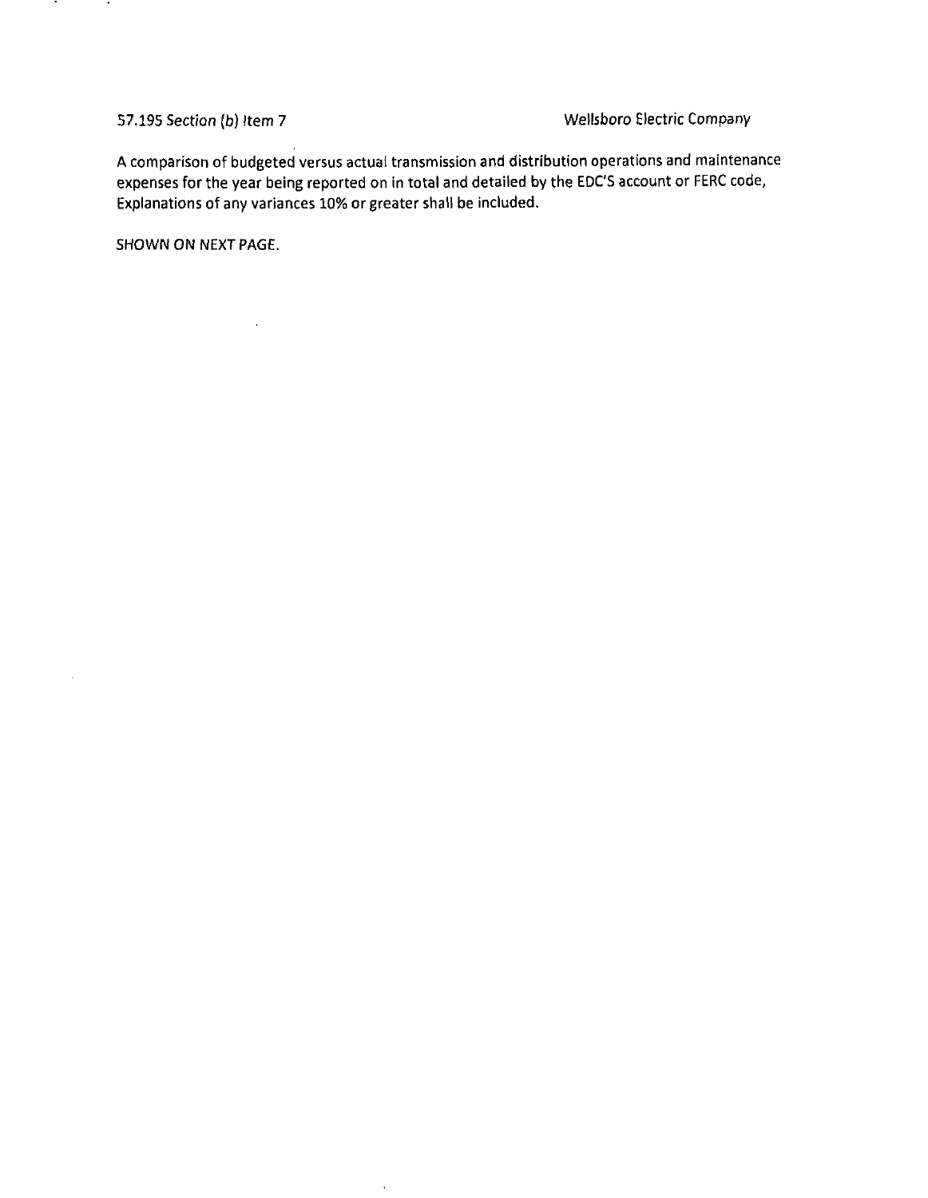57.195 *Section (b)* Item 7 Wellsboro Electric Company

A comparison of budgeted versus actual transmission and distribution operations and maintenance expenses for the year being reported on in total and detailed by the EDC'S account or FERC code, Explanations of any variances 10% or greater shall be included.

SHOWN ON NEXT PAGE.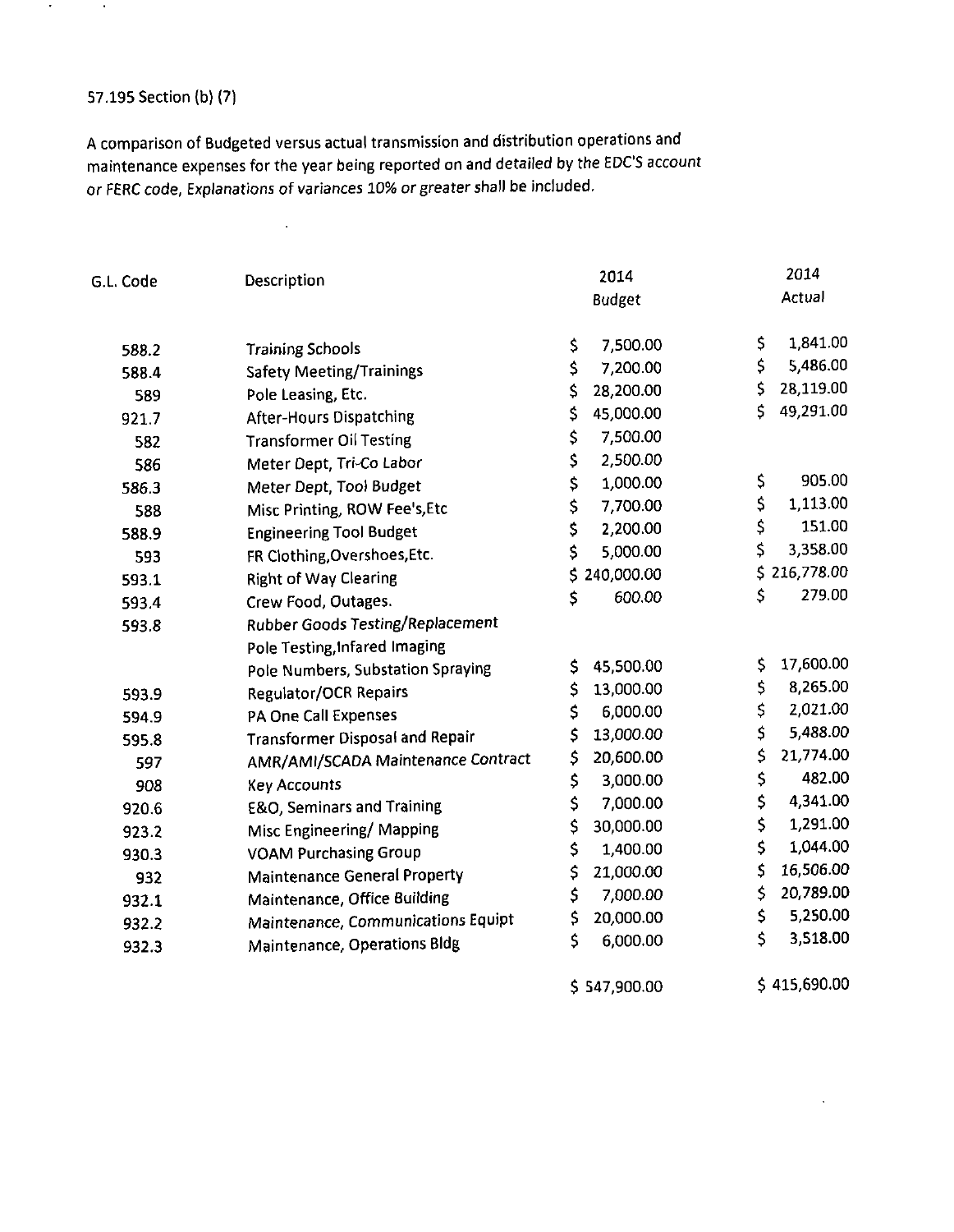57.195 Section (b) (7)

A comparison of Budgeted versus actual transmission and distribution operations and maintenance expenses for the year being reported on and detailed by the EDC'S account or FERC code, Explanations of variances 10% or greater shall be included.

| G.L. Code | Description | 2014 Budget | 2014 Actual |
|---|---|---|---|
| 588.2 | Training Schools | $ 7,500.00 | $ 1,841.00 |
| 588.4 | Safety Meeting/Trainings | $ 7,200.00 | $ 5,486.00 |
| 589 | Pole Leasing, Etc. | $ 28,200.00 | $ 28,119.00 |
| 921.7 | After-Hours Dispatching | $ 45,000.00 | $ 49,291.00 |
| 582 | Transformer Oil Testing | $ 7,500.00 | |
| 586 | Meter Dept, Tri-Co Labor | $ 2,500.00 | |
| 586.3 | Meter Dept, Tool Budget | $ 1,000.00 | $ 905.00 |
| 588 | Misc Printing, ROW Fee's,Etc | $ 7,700.00 | $ 1,113.00 |
| 588.9 | Engineering Tool Budget | $ 2,200.00 | $ 151.00 |
| 593 | FR Clothing,Overshoes,Etc. | $ 5,000.00 | $ 3,358.00 |
| 593.1 | Right of Way Clearing | $ 240,000.00 | $ 216,778.00 |
| 593.4 | Crew Food, Outages. | $ 600.00 | $ 279.00 |
| 593.8 | Rubber Goods Testing/Replacement Pole Testing,Infared Imaging Pole Numbers, Substation Spraying | $ 45,500.00 | $ 17,600.00 |
| 593.9 | Regulator/OCR Repairs | $ 13,000.00 | $ 8,265.00 |
| 594.9 | PA One Call Expenses | $ 6,000.00 | $ 2,021.00 |
| 595.8 | Transformer Disposal and Repair | $ 13,000.00 | $ 5,488.00 |
| 597 | AMR/AMI/SCADA Maintenance Contract | $ 20,600.00 | $ 21,774.00 |
| 908 | Key Accounts | $ 3,000.00 | $ 482.00 |
| 920.6 | E&O, Seminars and Training | $ 7,000.00 | $ 4,341.00 |
| 923.2 | Misc Engineering/ Mapping | $ 30,000.00 | $ 1,291.00 |
| 930.3 | VOAM Purchasing Group | $ 1,400.00 | $ 1,044.00 |
| 932 | Maintenance General Property | $ 21,000.00 | $ 16,506.00 |
| 932.1 | Maintenance, Office Building | $ 7,000.00 | $ 20,789.00 |
| 932.2 | Maintenance, Communications Equipt | $ 20,000.00 | $ 5,250.00 |
| 932.3 | Maintenance, Operations Bldg | $ 6,000.00 | $ 3,518.00 |
| | | $ 547,900.00 | $ 415,690.00 |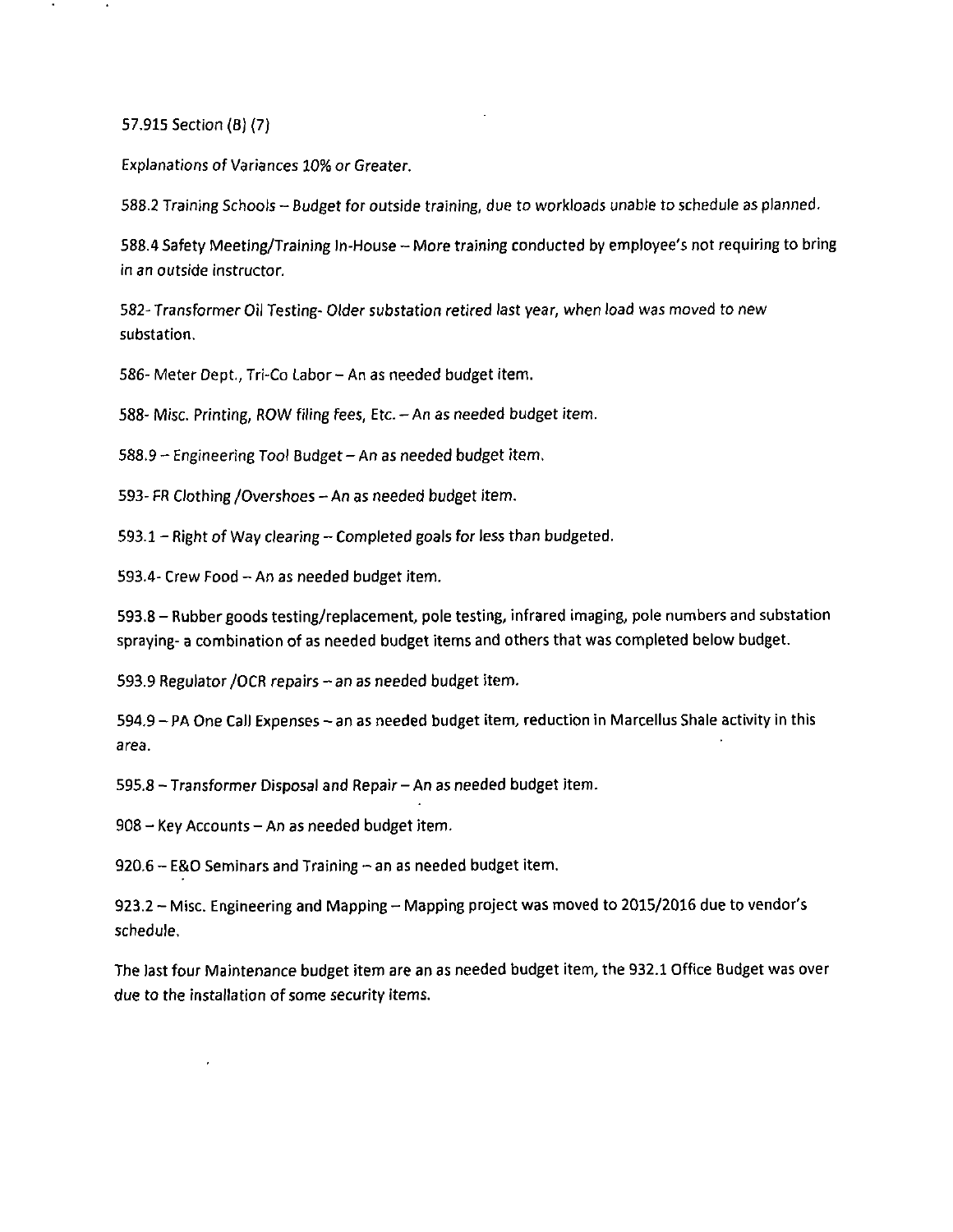57.915 Section (B) (7)

Explanations of Variances 10% or Greater.

588.2 Training Schools – Budget for outside training, due to workloads unable to schedule as planned.

588.4 Safety Meeting/Training In-House – More training conducted by employee's not requiring to bring in an outside instructor.

582- Transformer Oil Testing- Older substation retired last year, when load was moved to new substation.

586- Meter Dept., Tri-Co Labor – An as needed budget item.

588- Misc. Printing, ROW filing fees, Etc. – An as needed budget item.

588.9 – Engineering Tool Budget – An as needed budget item.

593- FR Clothing /Overshoes – An as needed budget item.

593.1 – Right of Way clearing – Completed goals for less than budgeted.

593.4- Crew Food – An as needed budget item.

593.8 – Rubber goods testing/replacement, pole testing, infrared imaging, pole numbers and substation spraying- a combination of as needed budget items and others that was completed below budget.

593.9 Regulator /OCR repairs – an as needed budget item.

594.9 – PA One Call Expenses – an as needed budget item, reduction in Marcellus Shale activity in this area.

595.8 – Transformer Disposal and Repair – An as needed budget item.

908 – Key Accounts – An as needed budget item.

920.6 – E&O Seminars and Training – an as needed budget item.

923.2 – Misc. Engineering and Mapping – Mapping project was moved to 2015/2016 due to vendor's schedule.

The last four Maintenance budget item are an as needed budget item, the 932.1 Office Budget was over due to the installation of some security items.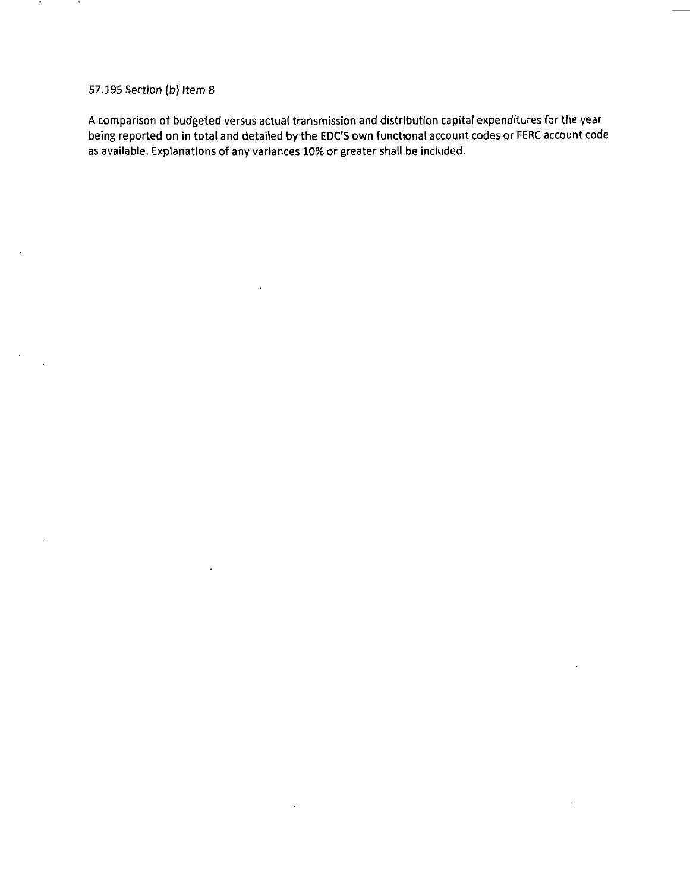57.195 Section (b) Item 8

A comparison of budgeted versus actual transmission and distribution capital expenditures for the year being reported on in total and detailed by the EDC'S own functional account codes or FERC account code as available. Explanations of any variances 10% or greater shall be included.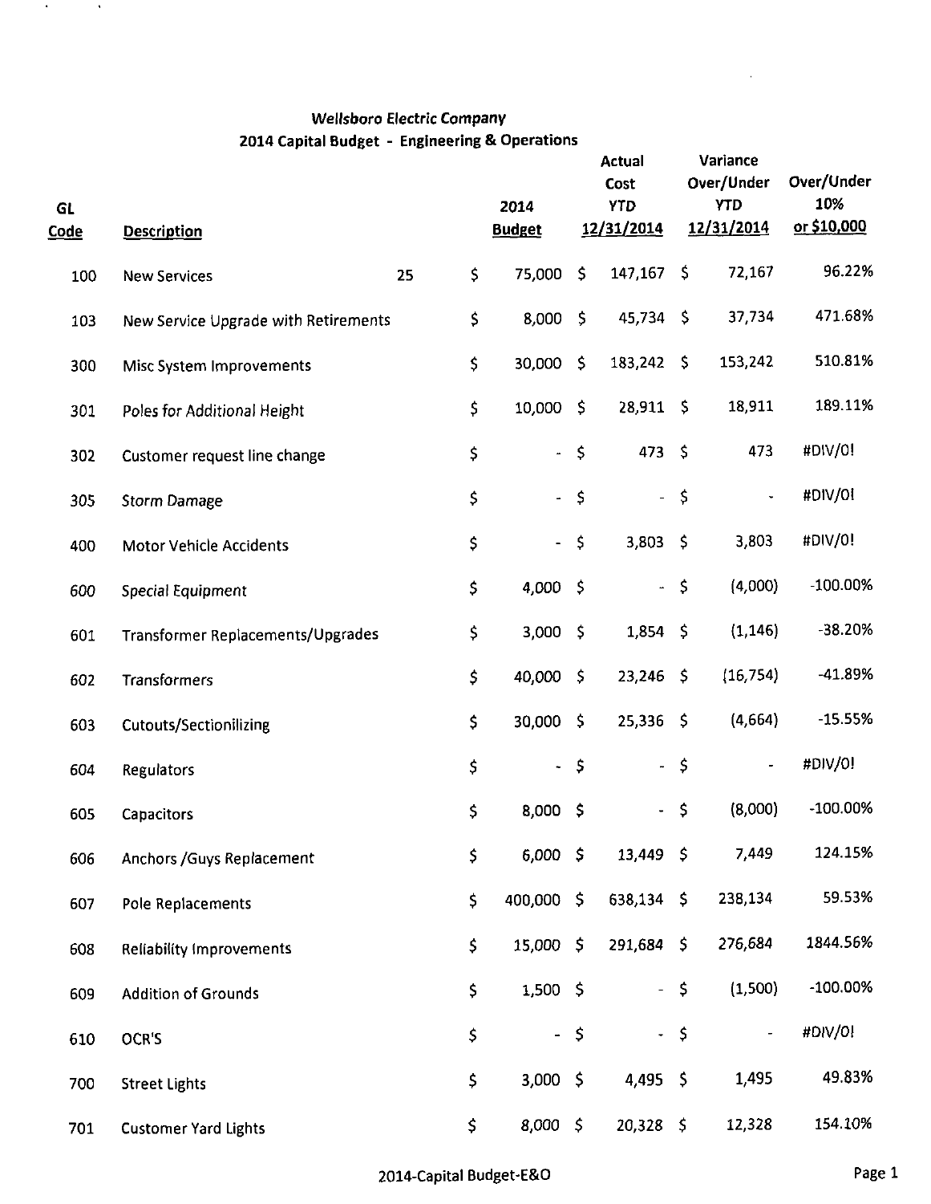**Wellsboro Electric Company**
**2014 Capital Budget - Engineering & Operations**

| GL Code | Description | | 2014 Budget | Actual Cost YTD 12/31/2014 | Variance Over/Under YTD 12/31/2014 | Over/Under 10% or $10,000 |
|---|---|---|---|---|---|---|
| 100 | New Services | 25 | $ 75,000 | $ 147,167 | $ 72,167 | 96.22% |
| 103 | New Service Upgrade with Retirements | | $ 8,000 | $ 45,734 | $ 37,734 | 471.68% |
| 300 | Misc System Improvements | | $ 30,000 | $ 183,242 | $ 153,242 | 510.81% |
| 301 | Poles for Additional Height | | $ 10,000 | $ 28,911 | $ 18,911 | 189.11% |
| 302 | Customer request line change | | $ - | $ 473 | $ 473 | #DIV/0! |
| 305 | Storm Damage | | $ - | $ - | $ - | #DIV/0! |
| 400 | Motor Vehicle Accidents | | $ - | $ 3,803 | $ 3,803 | #DIV/0! |
| 600 | Special Equipment | | $ 4,000 | $ - | $ (4,000) | -100.00% |
| 601 | Transformer Replacements/Upgrades | | $ 3,000 | $ 1,854 | $ (1,146) | -38.20% |
| 602 | Transformers | | $ 40,000 | $ 23,246 | $ (16,754) | -41.89% |
| 603 | Cutouts/Sectionilizing | | $ 30,000 | $ 25,336 | $ (4,664) | -15.55% |
| 604 | Regulators | | $ - | $ - | $ - | #DIV/0! |
| 605 | Capacitors | | $ 8,000 | $ - | $ (8,000) | -100.00% |
| 606 | Anchors /Guys Replacement | | $ 6,000 | $ 13,449 | $ 7,449 | 124.15% |
| 607 | Pole Replacements | | $ 400,000 | $ 638,134 | $ 238,134 | 59.53% |
| 608 | Reliability Improvements | | $ 15,000 | $ 291,684 | $ 276,684 | 1844.56% |
| 609 | Addition of Grounds | | $ 1,500 | $ - | $ (1,500) | -100.00% |
| 610 | OCR'S | | $ - | $ - | $ - | #DIV/0! |
| 700 | Street Lights | | $ 3,000 | $ 4,495 | $ 1,495 | 49.83% |
| 701 | Customer Yard Lights | | $ 8,000 | $ 20,328 | $ 12,328 | 154.10% |

2014-Capital Budget-E&O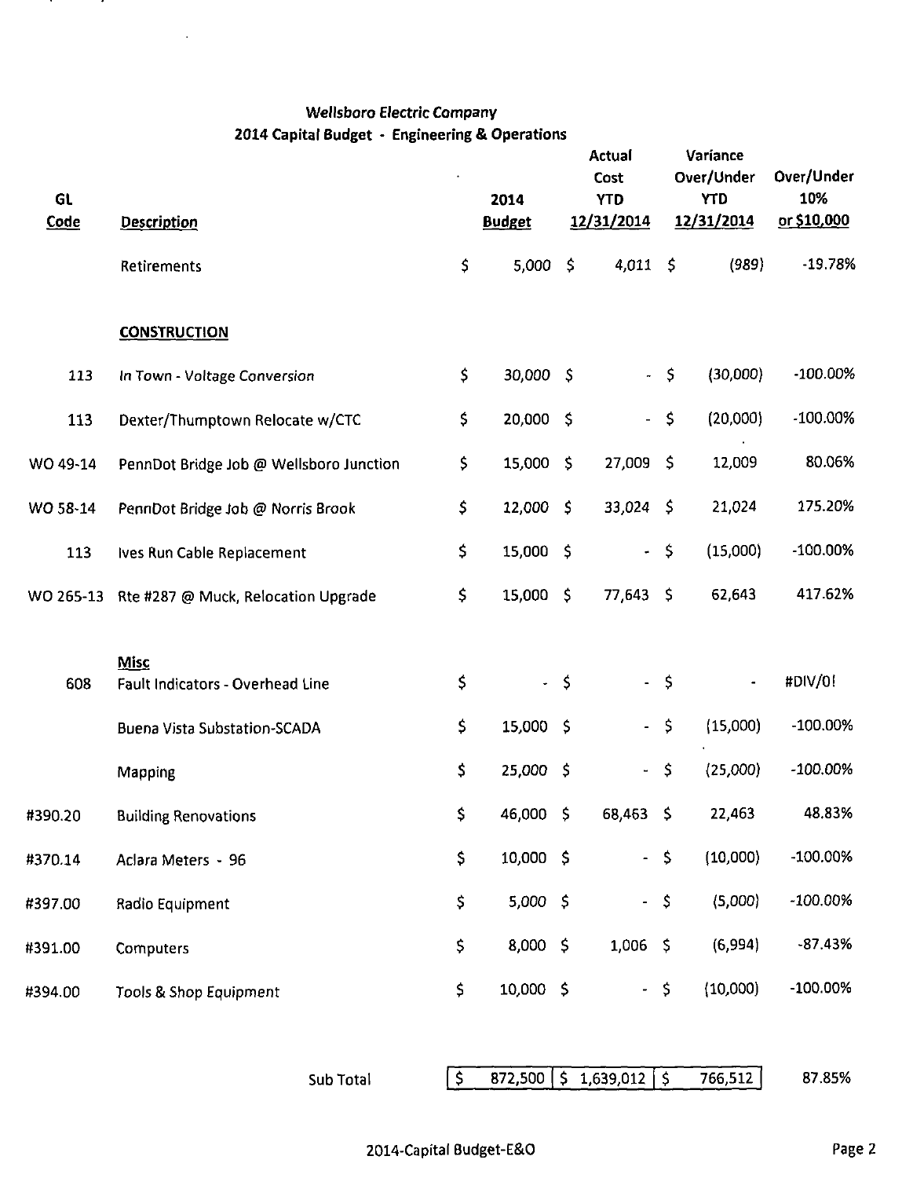Wellsboro Electric Company

2014 Capital Budget - Engineering & Operations

| GL Code | Description | 2014 Budget | Actual Cost YTD 12/31/2014 | Variance Over/Under YTD 12/31/2014 | Over/Under 10% or $10,000 |
|---|---|---|---|---|---|
| | Retirements | $ 5,000 | $ 4,011 | $ (989) | -19.78% |
| | **CONSTRUCTION** | | | | |
| 113 | *In Town - Voltage Conversion* | $ 30,000 | $ - | $ (30,000) | -100.00% |
| 113 | Dexter/Thumptown Relocate w/CTC | $ 20,000 | $ - | $ (20,000) | -100.00% |
| WO 49-14 | PennDot Bridge Job @ Wellsboro Junction | $ 15,000 | $ 27,009 | $ 12,009 | 80.06% |
| WO 58-14 | PennDot Bridge Job @ Norris Brook | $ 12,000 | $ 33,024 | $ 21,024 | 175.20% |
| 113 | Ives Run Cable Replacement | $ 15,000 | $ - | $ (15,000) | -100.00% |
| WO 265-13 | Rte #287 @ Muck, Relocation Upgrade | $ 15,000 | $ 77,643 | $ 62,643 | 417.62% |
| | **Misc** | | | | |
| 608 | Fault Indicators - Overhead Line | $ - | $ - | $ - | #DIV/0! |
| | Buena Vista Substation-SCADA | $ 15,000 | $ - | $ (15,000) | -100.00% |
| | Mapping | $ 25,000 | $ - | $ (25,000) | -100.00% |
| #390.20 | Building Renovations | $ 46,000 | $ 68,463 | $ 22,463 | 48.83% |
| #370.14 | Aclara Meters - 96 | $ 10,000 | $ - | $ (10,000) | -100.00% |
| #397.00 | Radio Equipment | $ 5,000 | $ - | $ (5,000) | -100.00% |
| #391.00 | Computers | $ 8,000 | $ 1,006 | $ (6,994) | -87.43% |
| #394.00 | Tools & Shop Equipment | $ 10,000 | $ - | $ (10,000) | -100.00% |
| | Sub Total | $ 872,500 | $ 1,639,012 | $ 766,512 | 87.85% |

2014-Capital Budget-E&O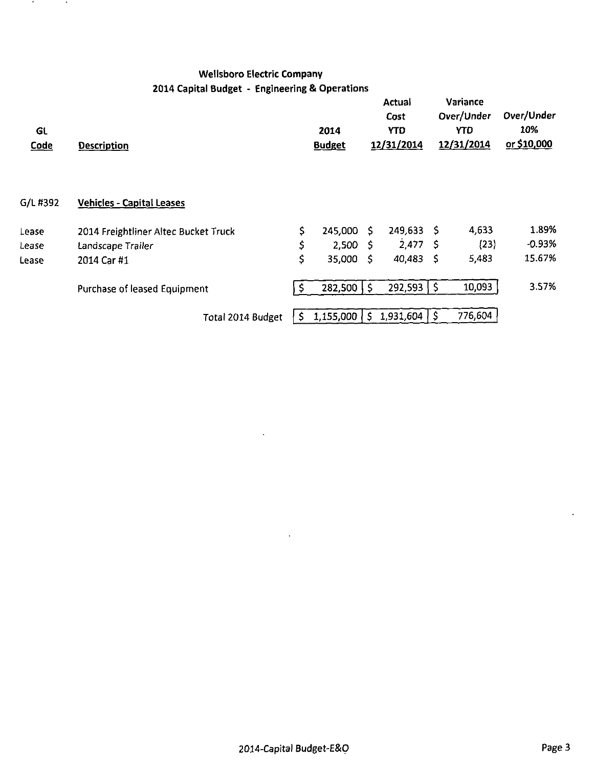**Wellsboro Electric Company**
**2014 Capital Budget - Engineering & Operations**

| GL Code | Description | 2014 Budget | Actual Cost YTD 12/31/2014 | Variance Over/Under YTD 12/31/2014 | Over/Under 10% or $10,000 |
|---|---|---|---|---|---|
| G/L #392 | **Vehicles - Capital Leases** | | | | |
| Lease | 2014 Freightliner Altec Bucket Truck | $ 245,000 | $ 249,633 | $ 4,633 | 1.89% |
| Lease | Landscape Trailer | $ 2,500 | $ 2,477 | $ (23) | -0.93% |
| Lease | 2014 Car #1 | $ 35,000 | $ 40,483 | $ 5,483 | 15.67% |
| | Purchase of leased Equipment | $ 282,500 | $ 292,593 | $ 10,093 | 3.57% |
| | Total 2014 Budget | $ 1,155,000 | $ 1,931,604 | $ 776,604 | |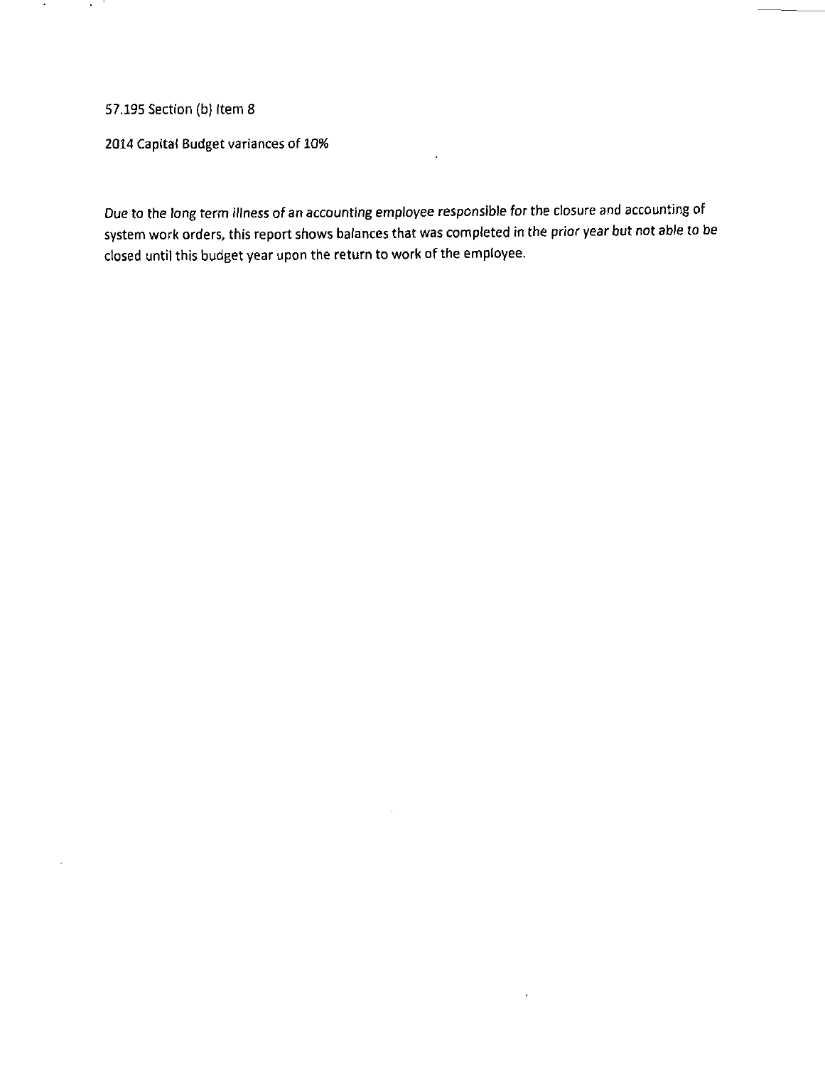57.195 Section (b) Item 8

2014 Capital Budget variances of 10%

Due to the long term illness of an accounting employee responsible for the closure and accounting of system work orders, this report shows balances that was completed in the prior year but not able to be closed until this budget year upon the return to work of the employee.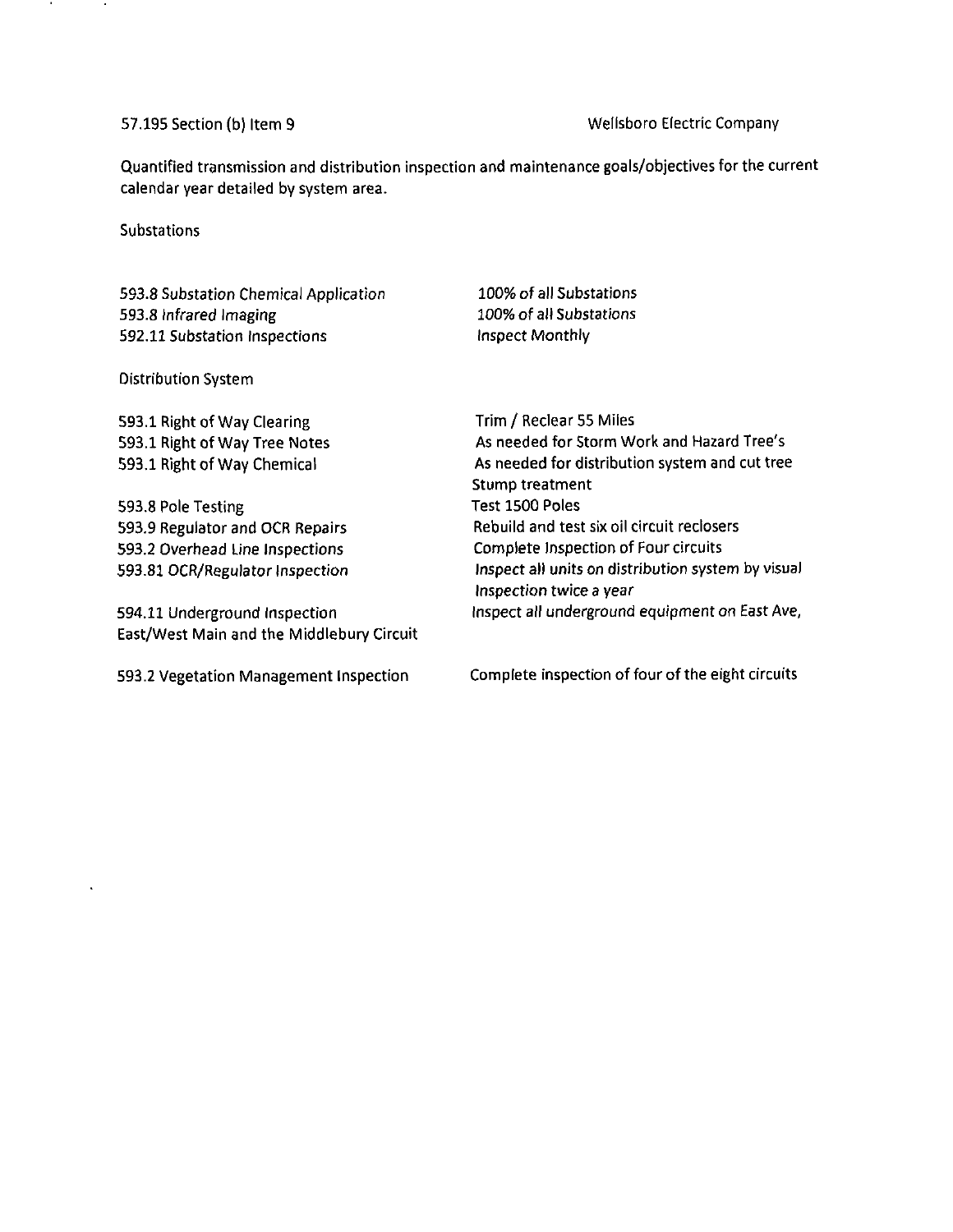57.195 Section (b) Item 9 Wellsboro Electric Company

Quantified transmission and distribution inspection and maintenance goals/objectives for the current calendar year detailed by system area.

Substations

| | |
|---|---|
| 593.8 Substation Chemical Application | 100% of all Substations |
| 593.8 Infrared Imaging | 100% of all Substations |
| 592.11 Substation Inspections | Inspect Monthly |

Distribution System

| | |
|---|---|
| 593.1 Right of Way Clearing | Trim / Reclear 55 Miles |
| 593.1 Right of Way Tree Notes | As needed for Storm Work and Hazard Tree's |
| 593.1 Right of Way Chemical | As needed for distribution system and cut tree Stump treatment |
| 593.8 Pole Testing | Test 1500 Poles |
| 593.9 Regulator and OCR Repairs | Rebuild and test six oil circuit reclosers |
| 593.2 Overhead Line Inspections | Complete Inspection of Four circuits |
| 593.81 OCR/Regulator Inspection | Inspect all units on distribution system by visual Inspection twice a year |
| 594.11 Underground Inspection East/West Main and the Middlebury Circuit | Inspect all underground equipment on East Ave, |
| 593.2 Vegetation Management Inspection | Complete inspection of four of the eight circuits |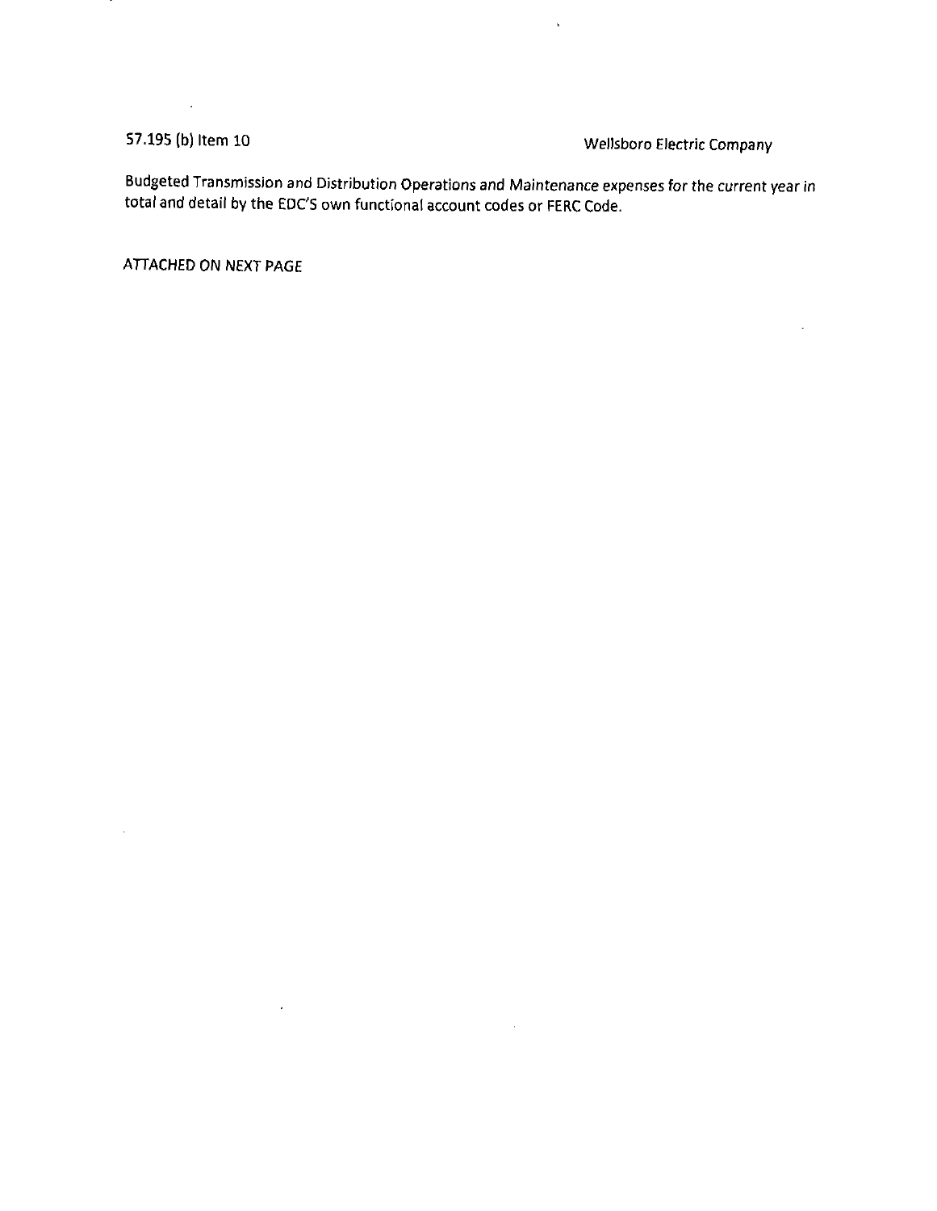57.195 (b) Item 10 Wellsboro Electric Company

Budgeted Transmission and Distribution Operations and Maintenance expenses for the current year in total and detail by the EDC'S own functional account codes or FERC Code.

ATTACHED ON NEXT PAGE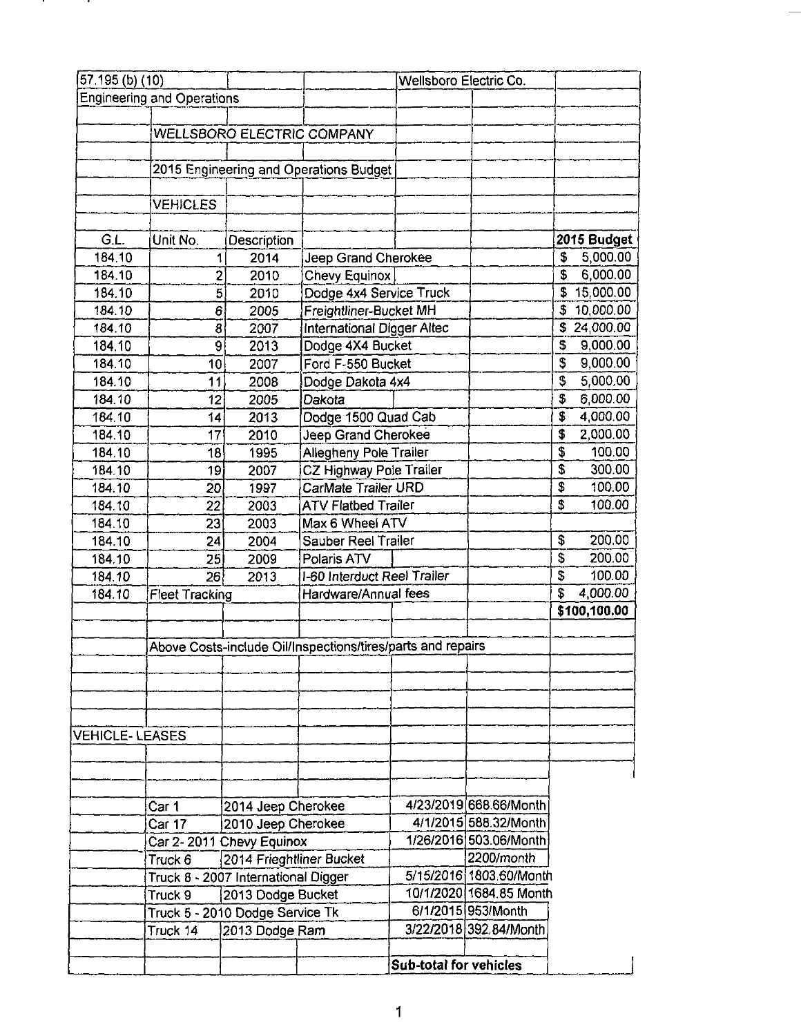57.195 (b) (10) Wellsboro Electric Co.

Engineering and Operations

## WELLSBORO ELECTRIC COMPANY

### 2015 Engineering and Operations Budget

### VEHICLES

| G.L. | Unit No. | Description | | 2015 Budget |
|---|---|---|---|---|
| 184.10 | 1 | 2014 | Jeep Grand Cherokee | $ 5,000.00 |
| 184.10 | 2 | 2010 | Chevy Equinox | $ 6,000.00 |
| 184.10 | 5 | 2010 | Dodge 4x4 Service Truck | $ 15,000.00 |
| 184.10 | 6 | 2005 | Freightliner-Bucket MH | $ 10,000.00 |
| 184.10 | 8 | 2007 | International Digger Altec | $ 24,000.00 |
| 184.10 | 9 | 2013 | Dodge 4X4 Bucket | $ 9,000.00 |
| 184.10 | 10 | 2007 | Ford F-550 Bucket | $ 9,000.00 |
| 184.10 | 11 | 2008 | Dodge Dakota 4x4 | $ 5,000.00 |
| 184.10 | 12 | 2005 | Dakota | $ 6,000.00 |
| 184.10 | 14 | 2013 | Dodge 1500 Quad Cab | $ 4,000.00 |
| 184.10 | 17 | 2010 | Jeep Grand Cherokee | $ 2,000.00 |
| 184.10 | 18 | 1995 | Allegheny Pole Trailer | $ 100.00 |
| 184.10 | 19 | 2007 | CZ Highway Pole Trailer | $ 300.00 |
| 184.10 | 20 | 1997 | CarMate Trailer URD | $ 100.00 |
| 184.10 | 22 | 2003 | ATV Flatbed Trailer | $ 100.00 |
| 184.10 | 23 | 2003 | Max 6 Wheel ATV | |
| 184.10 | 24 | 2004 | Sauber Reel Trailer | $ 200.00 |
| 184.10 | 25 | 2009 | Polaris ATV | $ 200.00 |
| 184.10 | 26 | 2013 | I-60 Interduct Reel Trailer | $ 100.00 |
| 184.10 | Fleet Tracking | | Hardware/Annual fees | $ 4,000.00 |
| | | | | **$100,100.00** |

Above Costs-include Oil/Inspections/tires/parts and repairs

### VEHICLE- LEASES

| Unit | Description | Date | Payment |
|---|---|---|---|
| Car 1 | 2014 Jeep Cherokee | 4/23/2019 | 668.66/Month |
| Car 17 | 2010 Jeep Cherokee | 4/1/2015 | 588.32/Month |
| Car 2- 2011 Chevy Equinox | | 1/26/2016 | 503.06/Month |
| Truck 6 | 2014 Freightliner Bucket | | 2200/month |
| Truck 8 - 2007 International Digger | | 5/15/2016 | 1803.60/Month |
| Truck 9 | 2013 Dodge Bucket | 10/1/2020 | 1684.85 Month |
| Truck 5 - 2010 Dodge Service Tk | | 6/1/2015 | 953/Month |
| Truck 14 | 2013 Dodge Ram | 3/22/2018 | 392.84/Month |
| | | **Sub-total for vehicles** | |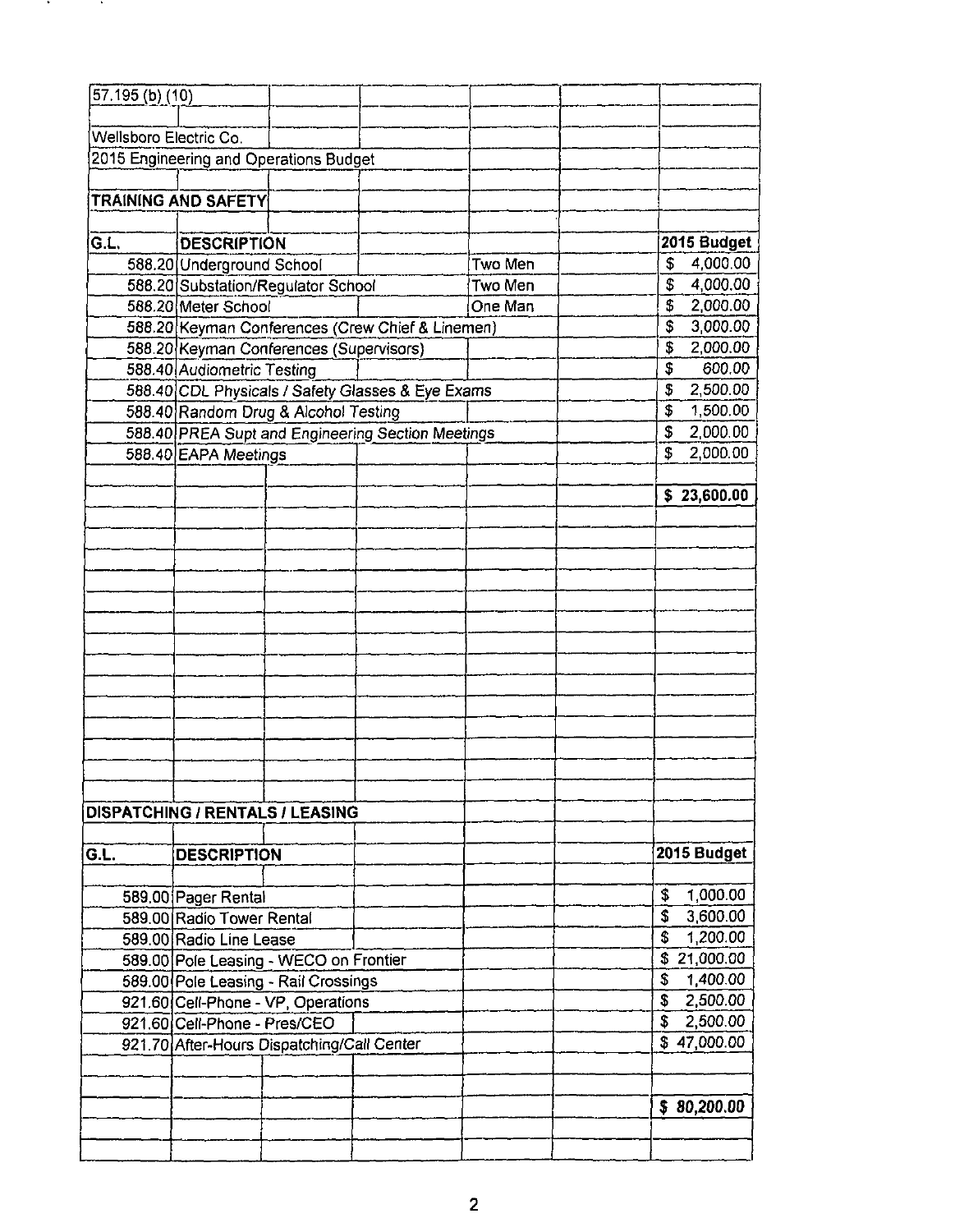57.195 (b) (10)

Wellsboro Electric Co.

2015 Engineering and Operations Budget

**TRAINING AND SAFETY**

| G.L. | DESCRIPTION | | 2015 Budget |
|---|---|---|---|
| 588.20 | Underground School | Two Men | $ 4,000.00 |
| 588.20 | Substation/Regulator School | Two Men | $ 4,000.00 |
| 588.20 | Meter School | One Man | $ 2,000.00 |
| 588.20 | Keyman Conferences (Crew Chief & Linemen) | | $ 3,000.00 |
| 588.20 | Keyman Conferences (Supervisors) | | $ 2,000.00 |
| 588.40 | Audiometric Testing | | $ 600.00 |
| 588.40 | CDL Physicals / Safety Glasses & Eye Exams | | $ 2,500.00 |
| 588.40 | Random Drug & Alcohol Testing | | $ 1,500.00 |
| 588.40 | PREA Supt and Engineering Section Meetings | | $ 2,000.00 |
| 588.40 | EAPA Meetings | | $ 2,000.00 |
| | | | |
| | | | **$ 23,600.00** |

**DISPATCHING / RENTALS / LEASING**

| G.L. | DESCRIPTION | 2015 Budget |
|---|---|---|
| 589.00 | Pager Rental | $ 1,000.00 |
| 589.00 | Radio Tower Rental | $ 3,600.00 |
| 589.00 | Radio Line Lease | $ 1,200.00 |
| 589.00 | Pole Leasing - WECO on Frontier | $ 21,000.00 |
| 589.00 | Pole Leasing - Rail Crossings | $ 1,400.00 |
| 921.60 | Cell-Phone - VP, Operations | $ 2,500.00 |
| 921.60 | Cell-Phone - Pres/CEO | $ 2,500.00 |
| 921.70 | After-Hours Dispatching/Call Center | $ 47,000.00 |
| | | |
| | | **$ 80,200.00** |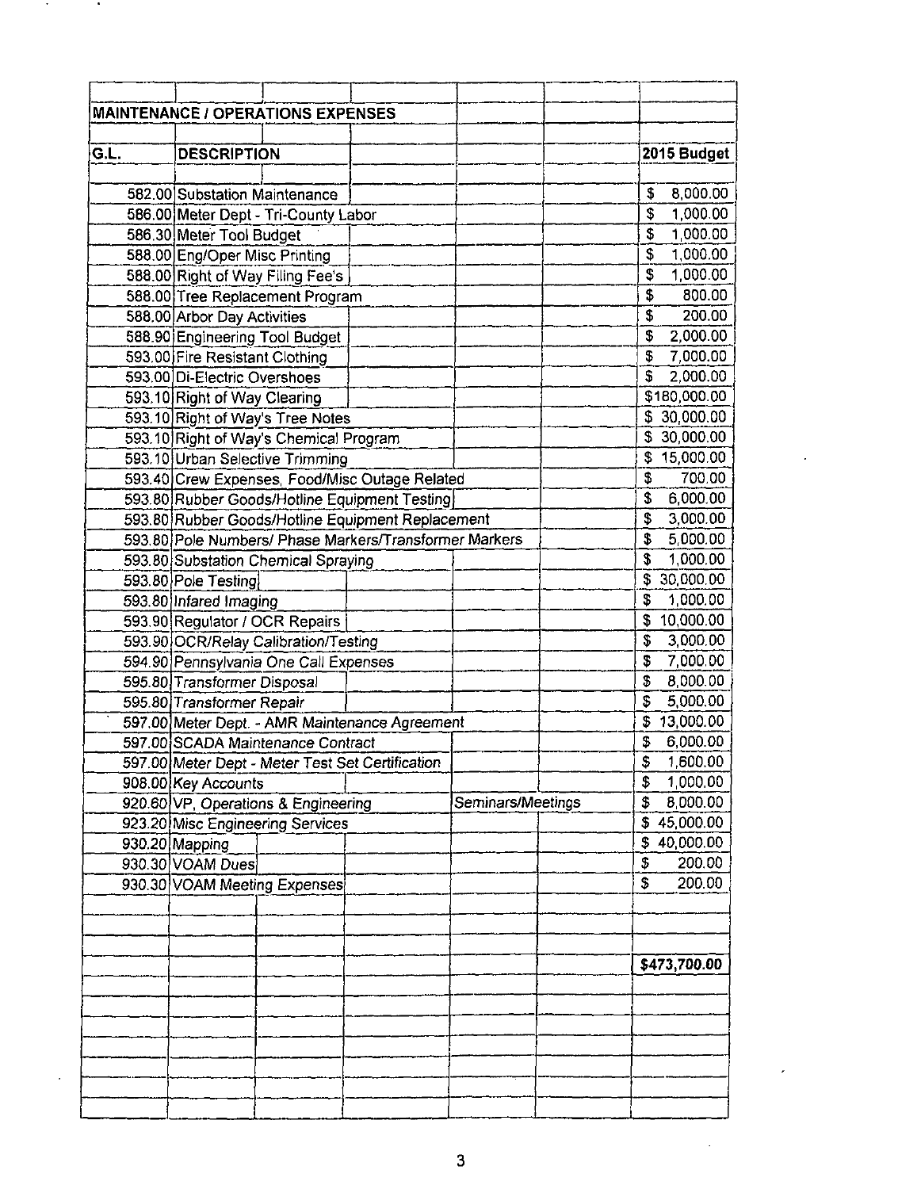## MAINTENANCE / OPERATIONS EXPENSES

| G.L. | DESCRIPTION | | 2015 Budget |
|---|---|---|---|
| 582.00 | Substation Maintenance | | $ 8,000.00 |
| 586.00 | Meter Dept - Tri-County Labor | | $ 1,000.00 |
| 586.30 | Meter Tool Budget | | $ 1,000.00 |
| 588.00 | Eng/Oper Misc Printing | | $ 1,000.00 |
| 588.00 | Right of Way Filing Fee's | | $ 1,000.00 |
| 588.00 | Tree Replacement Program | | $ 800.00 |
| 588.00 | Arbor Day Activities | | $ 200.00 |
| 588.90 | Engineering Tool Budget | | $ 2,000.00 |
| 593.00 | Fire Resistant Clothing | | $ 7,000.00 |
| 593.00 | Di-Electric Overshoes | | $ 2,000.00 |
| 593.10 | Right of Way Clearing | | $180,000.00 |
| 593.10 | Right of Way's Tree Notes | | $ 30,000.00 |
| 593.10 | Right of Way's Chemical Program | | $ 30,000.00 |
| 593.10 | Urban Selective Trimming | | $ 15,000.00 |
| 593.40 | Crew Expenses, Food/Misc Outage Related | | $ 700.00 |
| 593.80 | Rubber Goods/Hotline Equipment Testing | | $ 6,000.00 |
| 593.80 | Rubber Goods/Hotline Equipment Replacement | | $ 3,000.00 |
| 593.80 | Pole Numbers/ Phase Markers/Transformer Markers | | $ 5,000.00 |
| 593.80 | Substation Chemical Spraying | | $ 1,000.00 |
| 593.80 | Pole Testing | | $ 30,000.00 |
| 593.80 | Infared Imaging | | $ 1,000.00 |
| 593.90 | Regulator / OCR Repairs | | $ 10,000.00 |
| 593.90 | OCR/Relay Calibration/Testing | | $ 3,000.00 |
| 594.90 | Pennsylvania One Call Expenses | | $ 7,000.00 |
| 595.80 | Transformer Disposal | | $ 8,000.00 |
| 595.80 | Transformer Repair | | $ 5,000.00 |
| 597.00 | Meter Dept. - AMR Maintenance Agreement | | $ 13,000.00 |
| 597.00 | SCADA Maintenance Contract | | $ 6,000.00 |
| 597.00 | Meter Dept - Meter Test Set Certification | | $ 1,600.00 |
| 908.00 | Key Accounts | | $ 1,000.00 |
| 920.60 | VP, Operations & Engineering | Seminars/Meetings | $ 8,000.00 |
| 923.20 | Misc Engineering Services | | $ 45,000.00 |
| 930.20 | Mapping | | $ 40,000.00 |
| 930.30 | VOAM Dues | | $ 200.00 |
| 930.30 | VOAM Meeting Expenses | | $ 200.00 |
| | | | |
| | | | **$473,700.00** |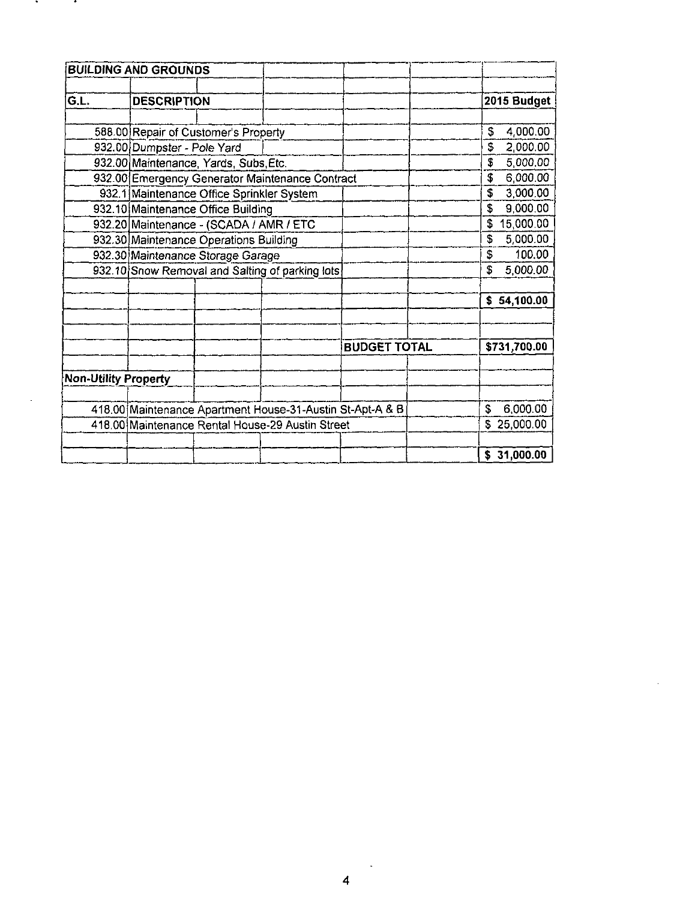| BUILDING AND GROUNDS | | |
|---|---|---|
| **G.L.** | **DESCRIPTION** | **2015 Budget** |
| 588.00 | Repair of Customer's Property | $ 4,000.00 |
| 932.00 | Dumpster - Pole Yard | $ 2,000.00 |
| 932.00 | Maintenance, Yards, Subs,Etc. | $ 5,000.00 |
| 932.00 | Emergency Generator Maintenance Contract | $ 6,000.00 |
| 932.1 | Maintenance Office Sprinkler System | $ 3,000.00 |
| 932.10 | Maintenance Office Building | $ 9,000.00 |
| 932.20 | Maintenance - (SCADA / AMR / ETC | $ 15,000.00 |
| 932.30 | Maintenance Operations Building | $ 5,000.00 |
| 932.30 | Maintenance Storage Garage | $ 100.00 |
| 932.10 | Snow Removal and Salting of parking lots | $ 5,000.00 |
| | | **$ 54,100.00** |
| | **BUDGET TOTAL** | **$731,700.00** |

| Non-Utility Property | | |
|---|---|---|
| 418.00 | Maintenance Apartment House-31-Austin St-Apt-A & B | $ 6,000.00 |
| 418.00 | Maintenance Rental House-29 Austin Street | $ 25,000.00 |
| | | **$ 31,000.00** |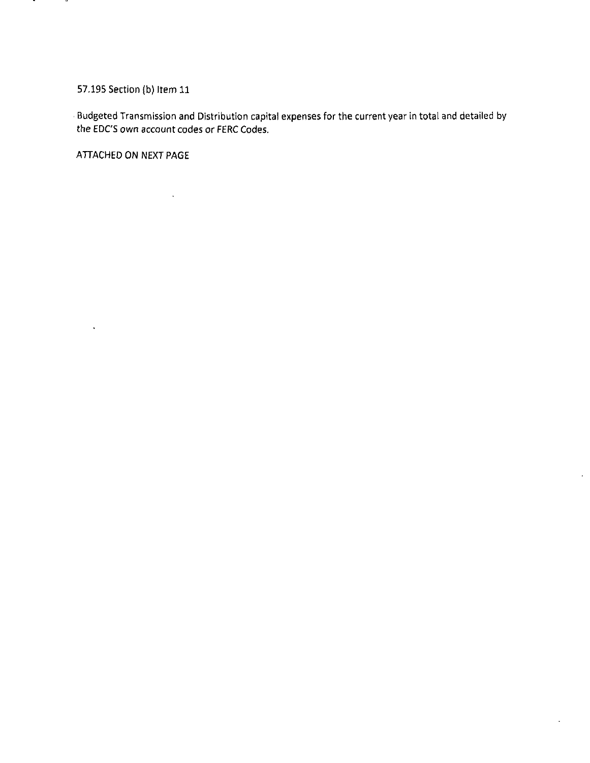57.195 Section (b) Item 11

Budgeted Transmission and Distribution capital expenses for the current year in total and detailed by the EDC'S own account codes or FERC Codes.

ATTACHED ON NEXT PAGE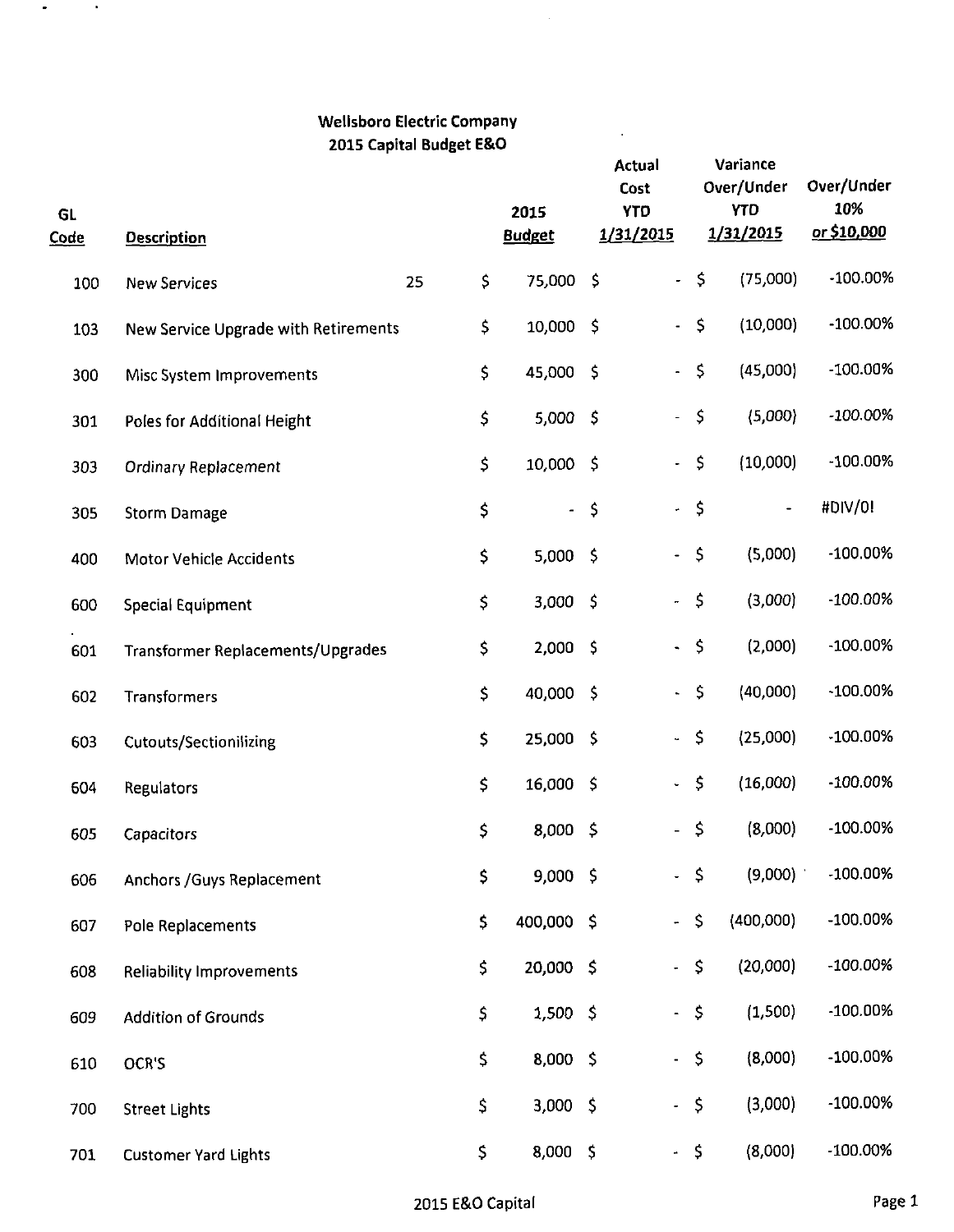**Wellsboro Electric Company**
**2015 Capital Budget E&O**

| GL Code | Description | | 2015 Budget | Actual Cost YTD 1/31/2015 | Variance Over/Under YTD 1/31/2015 | Over/Under 10% or $10,000 |
|---|---|---|---|---|---|---|
| 100 | New Services | 25 | $ 75,000 | $ - | $ (75,000) | -100.00% |
| 103 | New Service Upgrade with Retirements | | $ 10,000 | $ - | $ (10,000) | -100.00% |
| 300 | Misc System Improvements | | $ 45,000 | $ - | $ (45,000) | -100.00% |
| 301 | Poles for Additional Height | | $ 5,000 | $ - | $ (5,000) | -100.00% |
| 303 | Ordinary Replacement | | $ 10,000 | $ - | $ (10,000) | -100.00% |
| 305 | Storm Damage | | $ - | $ - | $ - | #DIV/0! |
| 400 | Motor Vehicle Accidents | | $ 5,000 | $ - | $ (5,000) | -100.00% |
| 600 | Special Equipment | | $ 3,000 | $ - | $ (3,000) | -100.00% |
| 601 | Transformer Replacements/Upgrades | | $ 2,000 | $ - | $ (2,000) | -100.00% |
| 602 | Transformers | | $ 40,000 | $ - | $ (40,000) | -100.00% |
| 603 | Cutouts/Sectionilizing | | $ 25,000 | $ - | $ (25,000) | -100.00% |
| 604 | Regulators | | $ 16,000 | $ - | $ (16,000) | -100.00% |
| 605 | Capacitors | | $ 8,000 | $ - | $ (8,000) | -100.00% |
| 606 | Anchors /Guys Replacement | | $ 9,000 | $ - | $ (9,000) | -100.00% |
| 607 | Pole Replacements | | $ 400,000 | $ - | $ (400,000) | -100.00% |
| 608 | Reliability Improvements | | $ 20,000 | $ - | $ (20,000) | -100.00% |
| 609 | Addition of Grounds | | $ 1,500 | $ - | $ (1,500) | -100.00% |
| 610 | OCR'S | | $ 8,000 | $ - | $ (8,000) | -100.00% |
| 700 | Street Lights | | $ 3,000 | $ - | $ (3,000) | -100.00% |
| 701 | Customer Yard Lights | | $ 8,000 | $ - | $ (8,000) | -100.00% |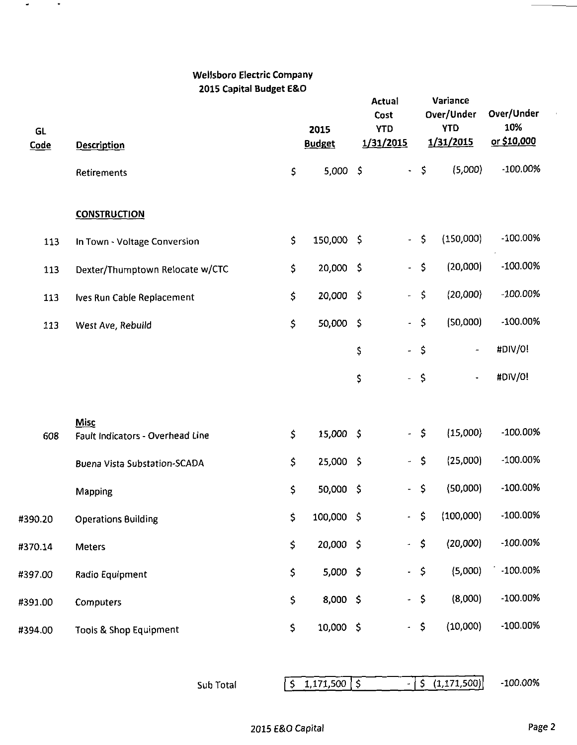## Wellsboro Electric Company
## 2015 Capital Budget E&O

| GL Code | Description | 2015 Budget | Actual Cost YTD 1/31/2015 | Variance Over/Under YTD 1/31/2015 | Over/Under 10% or $10,000 |
|---|---|---|---|---|---|
| | Retirements | $ 5,000 | $ - | $ (5,000) | -100.00% |
| | **CONSTRUCTION** | | | | |
| 113 | In Town - Voltage Conversion | $ 150,000 | $ - | $ (150,000) | -100.00% |
| 113 | Dexter/Thumptown Relocate w/CTC | $ 20,000 | $ - | $ (20,000) | -100.00% |
| 113 | Ives Run Cable Replacement | $ 20,000 | $ - | $ (20,000) | -100.00% |
| 113 | West Ave, Rebuild | $ 50,000 | $ - | $ (50,000) | -100.00% |
| | | | $ - | $ - | #DIV/0! |
| | | | $ - | $ - | #DIV/0! |
| | **Misc** | | | | |
| 608 | Fault Indicators - Overhead Line | $ 15,000 | $ - | $ (15,000) | -100.00% |
| | Buena Vista Substation-SCADA | $ 25,000 | $ - | $ (25,000) | -100.00% |
| | Mapping | $ 50,000 | $ - | $ (50,000) | -100.00% |
| #390.20 | Operations Building | $ 100,000 | $ - | $ (100,000) | -100.00% |
| #370.14 | Meters | $ 20,000 | $ - | $ (20,000) | -100.00% |
| #397.00 | Radio Equipment | $ 5,000 | $ - | $ (5,000) | -100.00% |
| #391.00 | Computers | $ 8,000 | $ - | $ (8,000) | -100.00% |
| #394.00 | Tools & Shop Equipment | $ 10,000 | $ - | $ (10,000) | -100.00% |
| | Sub Total | $ 1,171,500 | $ - | $ (1,171,500) | -100.00% |

2015 E&O Capital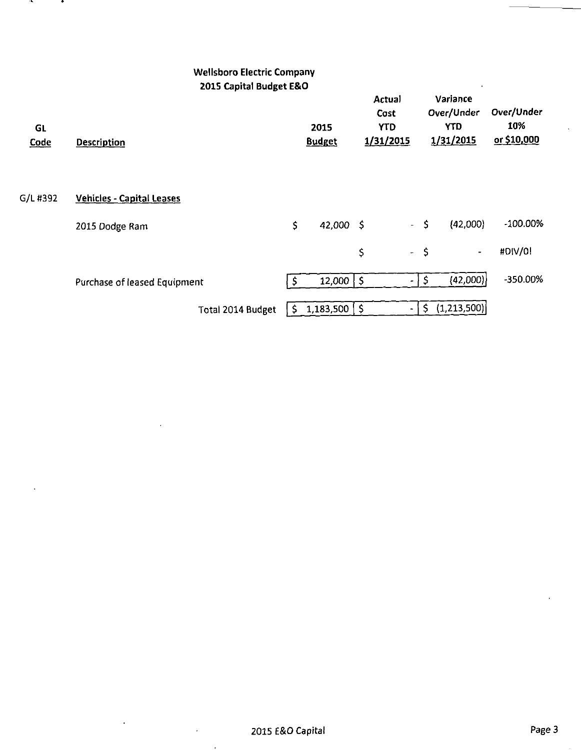# Wellsboro Electric Company
## 2015 Capital Budget E&O

| GL Code | Description | 2015 Budget | Actual Cost YTD 1/31/2015 | Variance Over/Under YTD 1/31/2015 | Over/Under 10% or $10,000 |
|---|---|---|---|---|---|
| G/L #392 | **Vehicles - Capital Leases** | | | | |
| | 2015 Dodge Ram | $ 42,000 | $ - | $ (42,000) | -100.00% |
| | | | $ - | $ - | #DIV/0! |
| | Purchase of leased Equipment | $ 12,000 | $ - | $ (42,000) | -350.00% |
| | Total 2014 Budget | $ 1,183,500 | $ - | $ (1,213,500) | |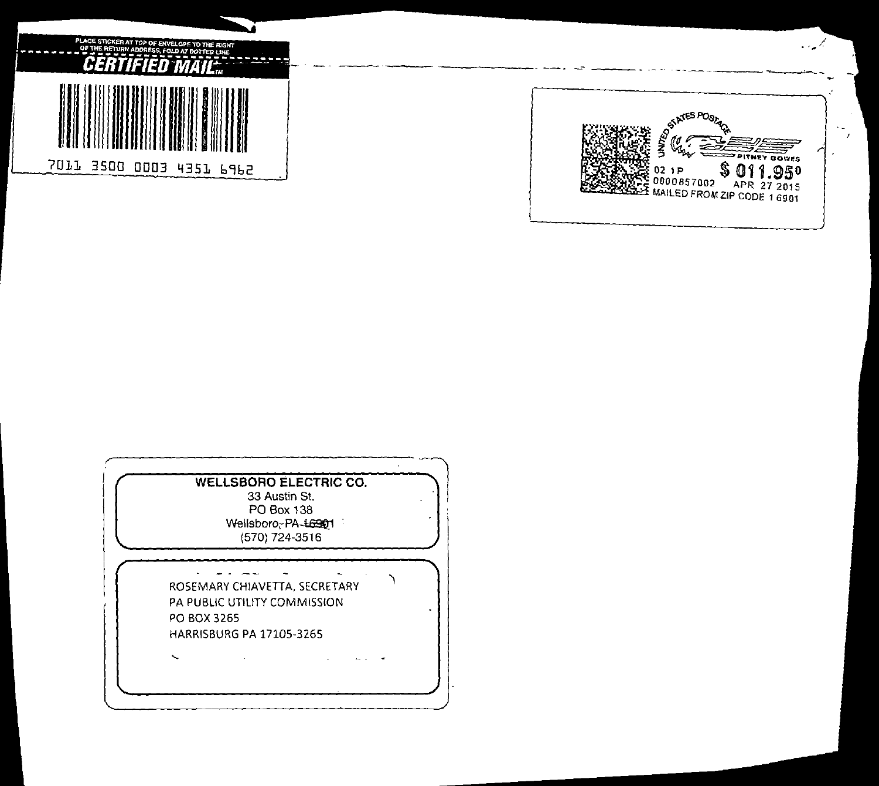PLACE STICKER AT TOP OF ENVELOPE TO THE RIGHT OF THE RETURN ADDRESS, FOLD AT DOTTED LINE

**CERTIFIED MAIL™**

7011 3500 0003 4351 6962

UNITED STATES POSTAGE

PITNEY BOWES

02 1P $ 011.95⁰

0000857082 APR 27 2015

MAILED FROM ZIP CODE 16901

**WELLSBORO ELECTRIC CO.**
33 Austin St.
PO Box 138
Wellsboro, PA 16901
(570) 724-3516

ROSEMARY CHIAVETTA, SECRETARY
PA PUBLIC UTILITY COMMISSION
PO BOX 3265
HARRISBURG PA 17105-3265